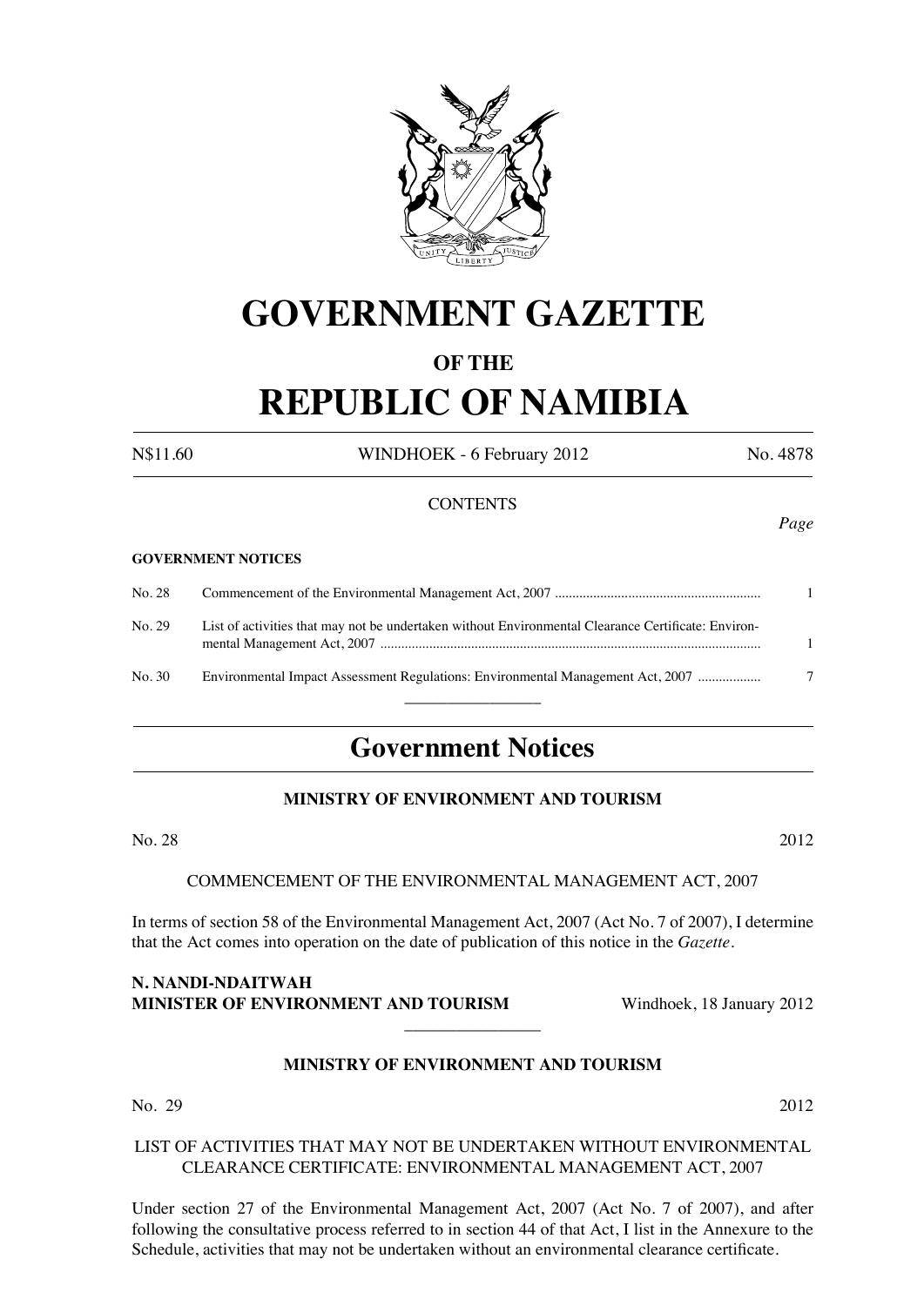# GOVERNMENT GAZETTE

## OF THE

# REPUBLIC OF NAMIBIA

N$11.60 WINDHOEK - 6 February 2012 No. 4878

CONTENTS

*Page*

**GOVERNMENT NOTICES**

| | | |
|---|---|---|
| No. 28 | Commencement of the Environmental Management Act, 2007 | 1 |
| No. 29 | List of activities that may not be undertaken without Environmental Clearance Certificate: Environmental Management Act, 2007 | 1 |
| No. 30 | Environmental Impact Assessment Regulations: Environmental Management Act, 2007 | 7 |

# Government Notices

**MINISTRY OF ENVIRONMENT AND TOURISM**

No. 28 2012

COMMENCEMENT OF THE ENVIRONMENTAL MANAGEMENT ACT, 2007

In terms of section 58 of the Environmental Management Act, 2007 (Act No. 7 of 2007), I determine that the Act comes into operation on the date of publication of this notice in the *Gazette*.

**N. NANDI-NDAITWAH**
**MINISTER OF ENVIRONMENT AND TOURISM** Windhoek, 18 January 2012

**MINISTRY OF ENVIRONMENT AND TOURISM**

No. 29 2012

LIST OF ACTIVITIES THAT MAY NOT BE UNDERTAKEN WITHOUT ENVIRONMENTAL CLEARANCE CERTIFICATE: ENVIRONMENTAL MANAGEMENT ACT, 2007

Under section 27 of the Environmental Management Act, 2007 (Act No. 7 of 2007), and after following the consultative process referred to in section 44 of that Act, I list in the Annexure to the Schedule, activities that may not be undertaken without an environmental clearance certificate.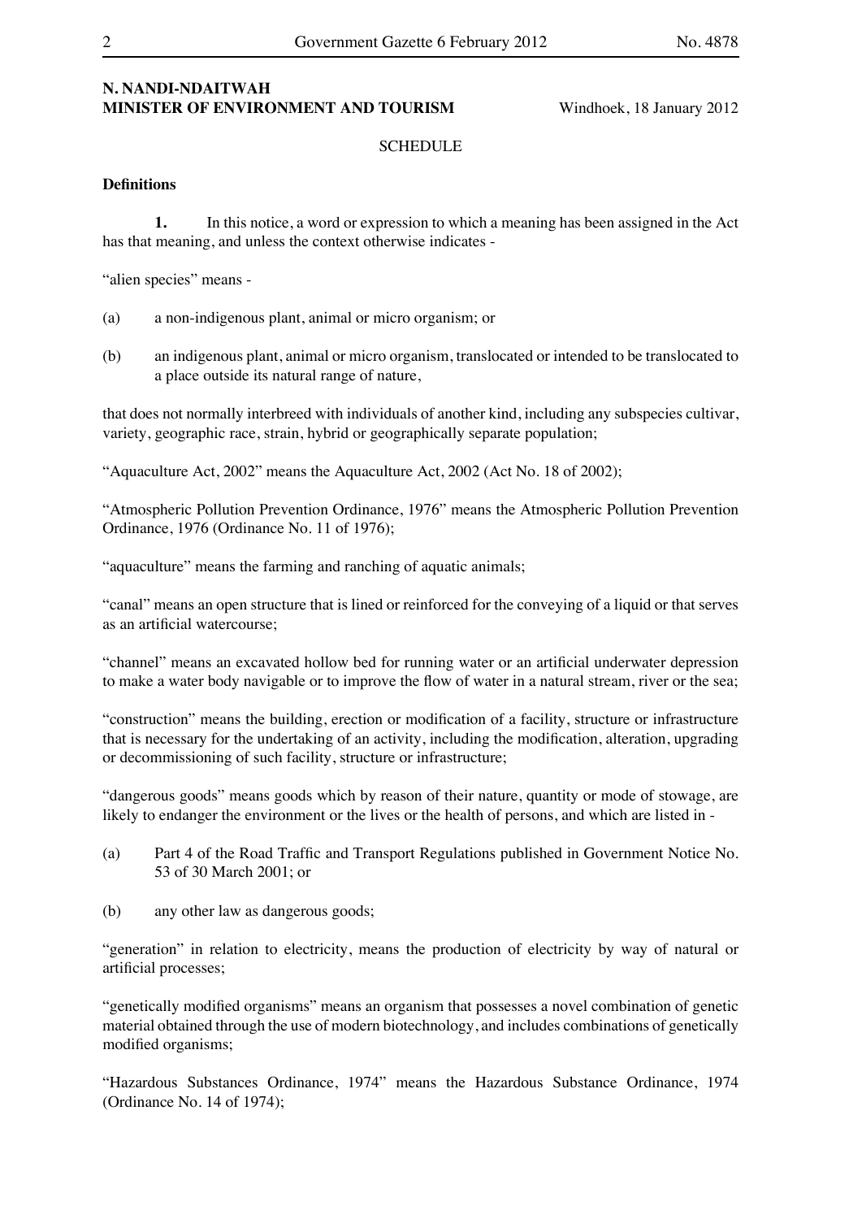**N. NANDI-NDAITWAH**
**MINISTER OF ENVIRONMENT AND TOURISM** Windhoek, 18 January 2012

SCHEDULE

**Definitions**

**1.** In this notice, a word or expression to which a meaning has been assigned in the Act has that meaning, and unless the context otherwise indicates -

"alien species" means -

(a) a non-indigenous plant, animal or micro organism; or

(b) an indigenous plant, animal or micro organism, translocated or intended to be translocated to a place outside its natural range of nature,

that does not normally interbreed with individuals of another kind, including any subspecies cultivar, variety, geographic race, strain, hybrid or geographically separate population;

"Aquaculture Act, 2002" means the Aquaculture Act, 2002 (Act No. 18 of 2002);

"Atmospheric Pollution Prevention Ordinance, 1976" means the Atmospheric Pollution Prevention Ordinance, 1976 (Ordinance No. 11 of 1976);

"aquaculture" means the farming and ranching of aquatic animals;

"canal" means an open structure that is lined or reinforced for the conveying of a liquid or that serves as an artificial watercourse;

"channel" means an excavated hollow bed for running water or an artificial underwater depression to make a water body navigable or to improve the flow of water in a natural stream, river or the sea;

"construction" means the building, erection or modification of a facility, structure or infrastructure that is necessary for the undertaking of an activity, including the modification, alteration, upgrading or decommissioning of such facility, structure or infrastructure;

"dangerous goods" means goods which by reason of their nature, quantity or mode of stowage, are likely to endanger the environment or the lives or the health of persons, and which are listed in -

(a) Part 4 of the Road Traffic and Transport Regulations published in Government Notice No. 53 of 30 March 2001; or

(b) any other law as dangerous goods;

"generation" in relation to electricity, means the production of electricity by way of natural or artificial processes;

"genetically modified organisms" means an organism that possesses a novel combination of genetic material obtained through the use of modern biotechnology, and includes combinations of genetically modified organisms;

"Hazardous Substances Ordinance, 1974" means the Hazardous Substance Ordinance, 1974 (Ordinance No. 14 of 1974);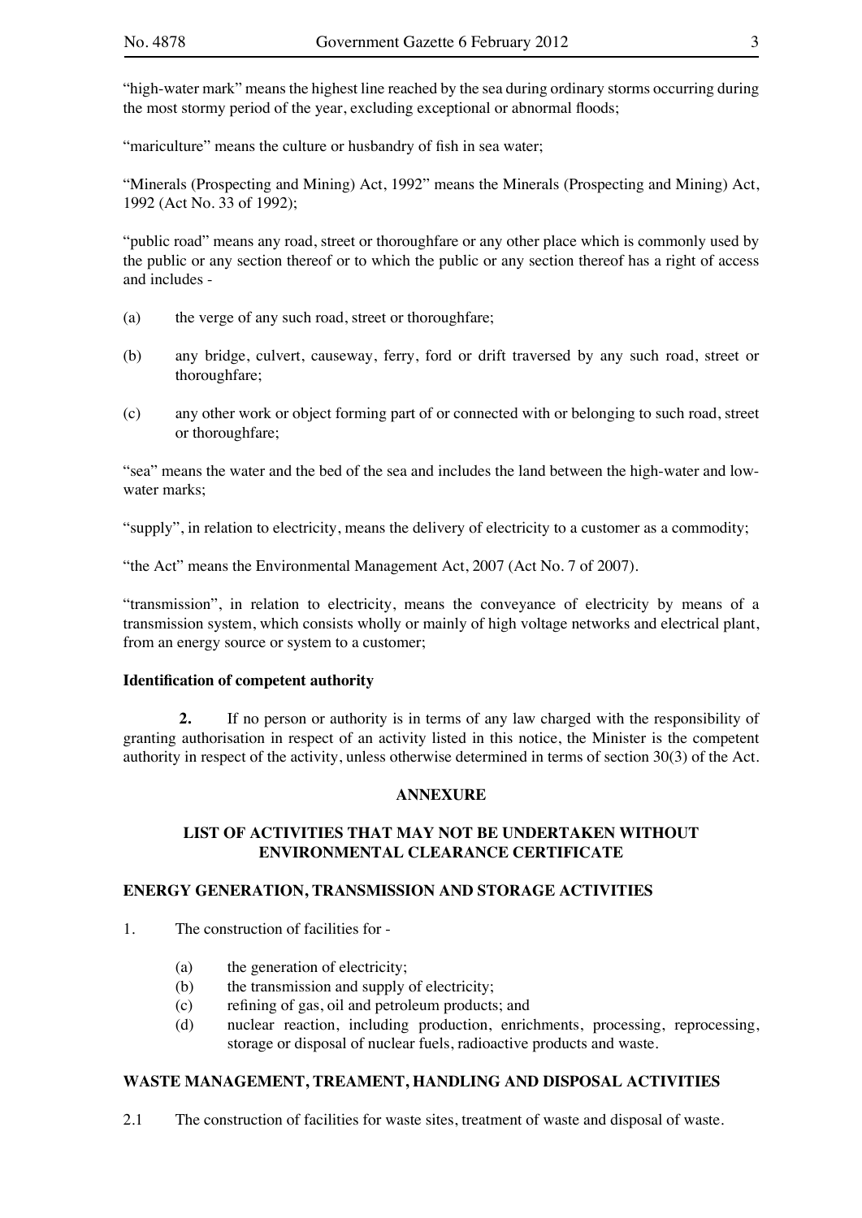"high-water mark" means the highest line reached by the sea during ordinary storms occurring during the most stormy period of the year, excluding exceptional or abnormal floods;

"mariculture" means the culture or husbandry of fish in sea water;

"Minerals (Prospecting and Mining) Act, 1992" means the Minerals (Prospecting and Mining) Act, 1992 (Act No. 33 of 1992);

"public road" means any road, street or thoroughfare or any other place which is commonly used by the public or any section thereof or to which the public or any section thereof has a right of access and includes -

(a) the verge of any such road, street or thoroughfare;

(b) any bridge, culvert, causeway, ferry, ford or drift traversed by any such road, street or thoroughfare;

(c) any other work or object forming part of or connected with or belonging to such road, street or thoroughfare;

"sea" means the water and the bed of the sea and includes the land between the high-water and low-water marks;

"supply", in relation to electricity, means the delivery of electricity to a customer as a commodity;

"the Act" means the Environmental Management Act, 2007 (Act No. 7 of 2007).

"transmission", in relation to electricity, means the conveyance of electricity by means of a transmission system, which consists wholly or mainly of high voltage networks and electrical plant, from an energy source or system to a customer;

**Identification of competent authority**

**2.** If no person or authority is in terms of any law charged with the responsibility of granting authorisation in respect of an activity listed in this notice, the Minister is the competent authority in respect of the activity, unless otherwise determined in terms of section 30(3) of the Act.

## ANNEXURE

## LIST OF ACTIVITIES THAT MAY NOT BE UNDERTAKEN WITHOUT ENVIRONMENTAL CLEARANCE CERTIFICATE

### ENERGY GENERATION, TRANSMISSION AND STORAGE ACTIVITIES

1. The construction of facilities for -

   (a) the generation of electricity;
   (b) the transmission and supply of electricity;
   (c) refining of gas, oil and petroleum products; and
   (d) nuclear reaction, including production, enrichments, processing, reprocessing, storage or disposal of nuclear fuels, radioactive products and waste.

### WASTE MANAGEMENT, TREAMENT, HANDLING AND DISPOSAL ACTIVITIES

2.1 The construction of facilities for waste sites, treatment of waste and disposal of waste.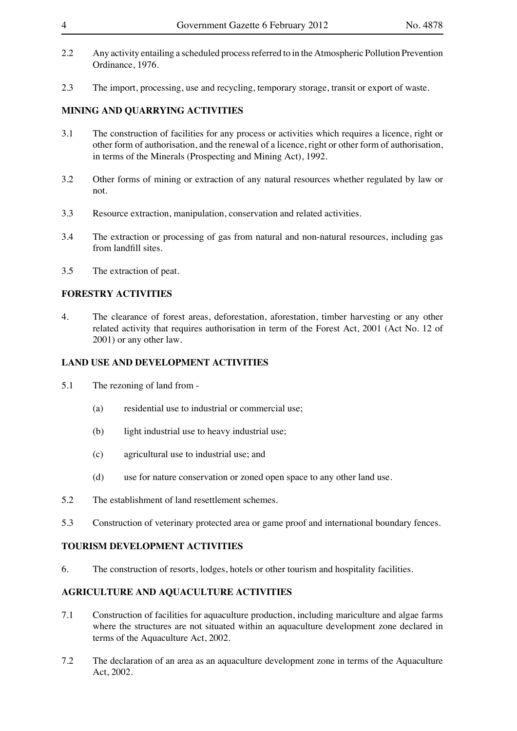2.2 Any activity entailing a scheduled process referred to in the Atmospheric Pollution Prevention Ordinance, 1976.

2.3 The import, processing, use and recycling, temporary storage, transit or export of waste.

**MINING AND QUARRYING ACTIVITIES**

3.1 The construction of facilities for any process or activities which requires a licence, right or other form of authorisation, and the renewal of a licence, right or other form of authorisation, in terms of the Minerals (Prospecting and Mining Act), 1992.

3.2 Other forms of mining or extraction of any natural resources whether regulated by law or not.

3.3 Resource extraction, manipulation, conservation and related activities.

3.4 The extraction or processing of gas from natural and non-natural resources, including gas from landfill sites.

3.5 The extraction of peat.

**FORESTRY ACTIVITIES**

4. The clearance of forest areas, deforestation, aforestation, timber harvesting or any other related activity that requires authorisation in term of the Forest Act, 2001 (Act No. 12 of 2001) or any other law.

**LAND USE AND DEVELOPMENT ACTIVITIES**

5.1 The rezoning of land from -

(a) residential use to industrial or commercial use;

(b) light industrial use to heavy industrial use;

(c) agricultural use to industrial use; and

(d) use for nature conservation or zoned open space to any other land use.

5.2 The establishment of land resettlement schemes.

5.3 Construction of veterinary protected area or game proof and international boundary fences.

**TOURISM DEVELOPMENT ACTIVITIES**

6. The construction of resorts, lodges, hotels or other tourism and hospitality facilities.

**AGRICULTURE AND AQUACULTURE ACTIVITIES**

7.1 Construction of facilities for aquaculture production, including mariculture and algae farms where the structures are not situated within an aquaculture development zone declared in terms of the Aquaculture Act, 2002.

7.2 The declaration of an area as an aquaculture development zone in terms of the Aquaculture Act, 2002.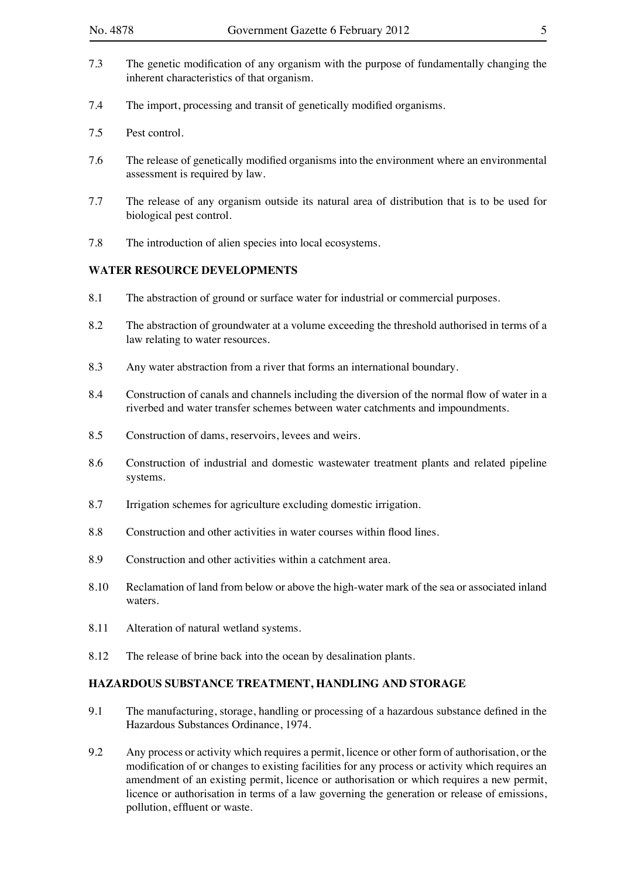7.3 The genetic modification of any organism with the purpose of fundamentally changing the inherent characteristics of that organism.

7.4 The import, processing and transit of genetically modified organisms.

7.5 Pest control.

7.6 The release of genetically modified organisms into the environment where an environmental assessment is required by law.

7.7 The release of any organism outside its natural area of distribution that is to be used for biological pest control.

7.8 The introduction of alien species into local ecosystems.

**WATER RESOURCE DEVELOPMENTS**

8.1 The abstraction of ground or surface water for industrial or commercial purposes.

8.2 The abstraction of groundwater at a volume exceeding the threshold authorised in terms of a law relating to water resources.

8.3 Any water abstraction from a river that forms an international boundary.

8.4 Construction of canals and channels including the diversion of the normal flow of water in a riverbed and water transfer schemes between water catchments and impoundments.

8.5 Construction of dams, reservoirs, levees and weirs.

8.6 Construction of industrial and domestic wastewater treatment plants and related pipeline systems.

8.7 Irrigation schemes for agriculture excluding domestic irrigation.

8.8 Construction and other activities in water courses within flood lines.

8.9 Construction and other activities within a catchment area.

8.10 Reclamation of land from below or above the high-water mark of the sea or associated inland waters.

8.11 Alteration of natural wetland systems.

8.12 The release of brine back into the ocean by desalination plants.

**HAZARDOUS SUBSTANCE TREATMENT, HANDLING AND STORAGE**

9.1 The manufacturing, storage, handling or processing of a hazardous substance defined in the Hazardous Substances Ordinance, 1974.

9.2 Any process or activity which requires a permit, licence or other form of authorisation, or the modification of or changes to existing facilities for any process or activity which requires an amendment of an existing permit, licence or authorisation or which requires a new permit, licence or authorisation in terms of a law governing the generation or release of emissions, pollution, effluent or waste.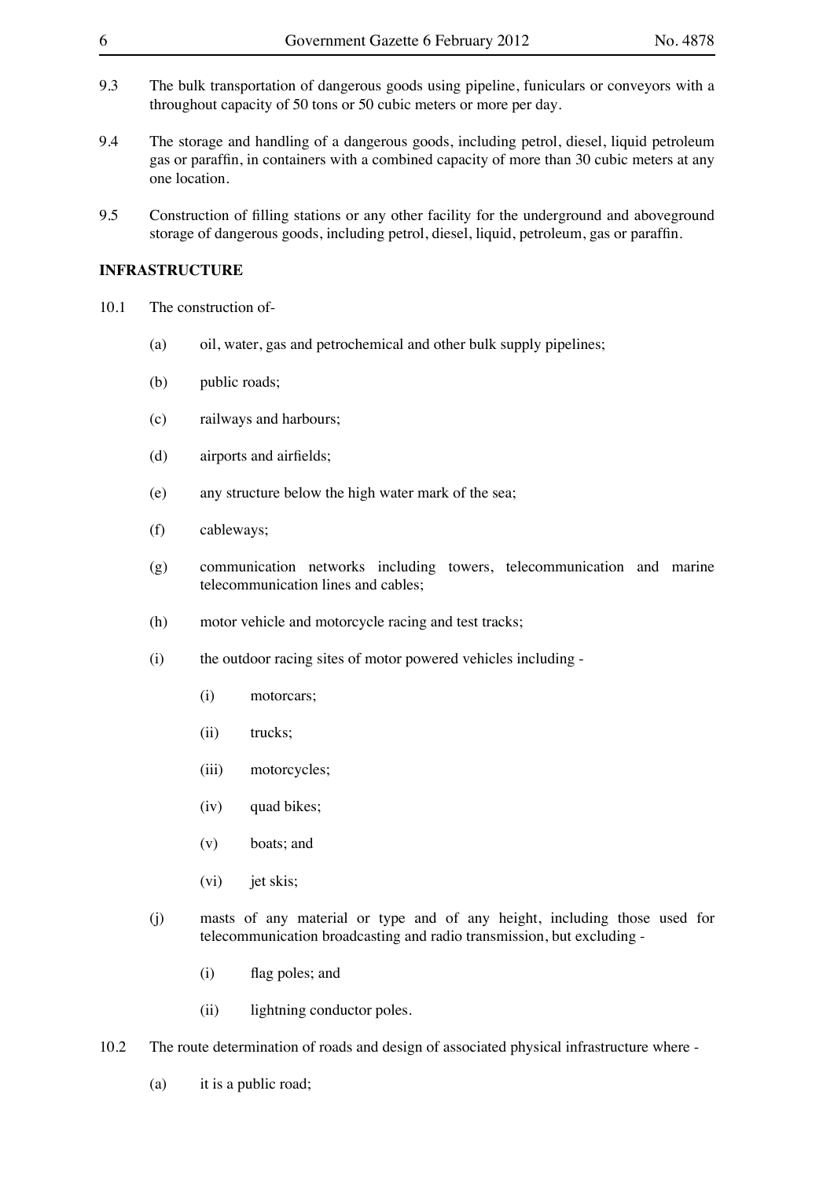9.3 The bulk transportation of dangerous goods using pipeline, funiculars or conveyors with a throughout capacity of 50 tons or 50 cubic meters or more per day.

9.4 The storage and handling of a dangerous goods, including petrol, diesel, liquid petroleum gas or paraffin, in containers with a combined capacity of more than 30 cubic meters at any one location.

9.5 Construction of filling stations or any other facility for the underground and aboveground storage of dangerous goods, including petrol, diesel, liquid, petroleum, gas or paraffin.

**INFRASTRUCTURE**

10.1 The construction of-

- (a) oil, water, gas and petrochemical and other bulk supply pipelines;
- (b) public roads;
- (c) railways and harbours;
- (d) airports and airfields;
- (e) any structure below the high water mark of the sea;
- (f) cableways;
- (g) communication networks including towers, telecommunication and marine telecommunication lines and cables;
- (h) motor vehicle and motorcycle racing and test tracks;
- (i) the outdoor racing sites of motor powered vehicles including -
  - (i) motorcars;
  - (ii) trucks;
  - (iii) motorcycles;
  - (iv) quad bikes;
  - (v) boats; and
  - (vi) jet skis;
- (j) masts of any material or type and of any height, including those used for telecommunication broadcasting and radio transmission, but excluding -
  - (i) flag poles; and
  - (ii) lightning conductor poles.

10.2 The route determination of roads and design of associated physical infrastructure where -

- (a) it is a public road;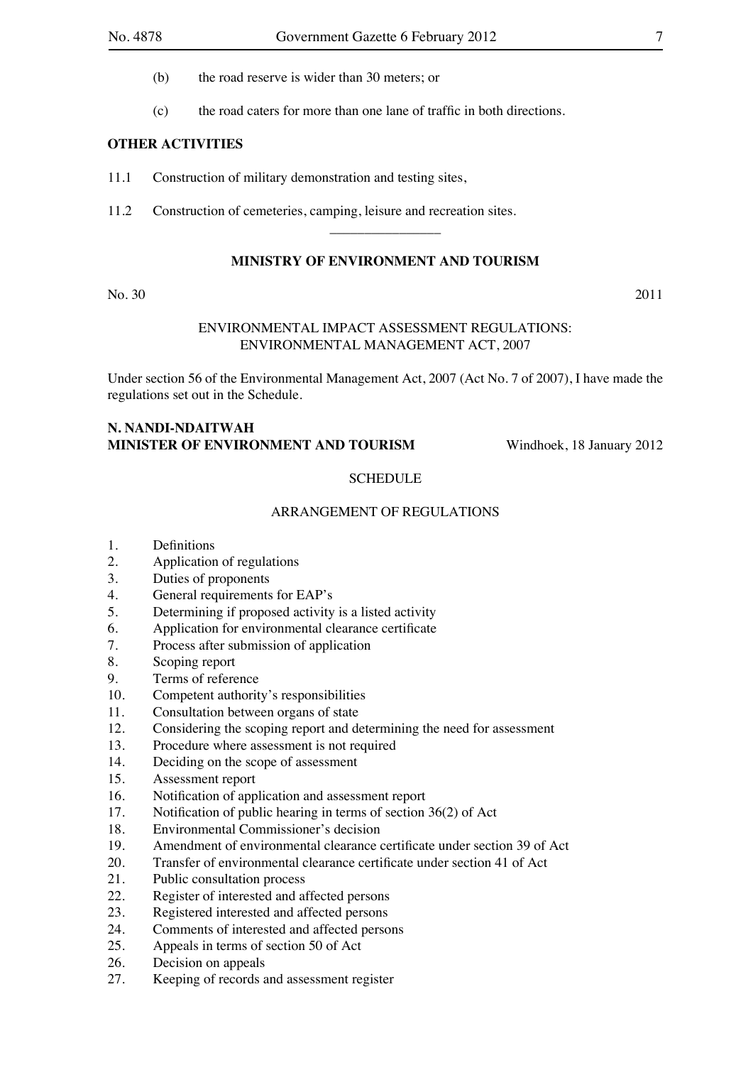(b) the road reserve is wider than 30 meters; or

(c) the road caters for more than one lane of traffic in both directions.

**OTHER ACTIVITIES**

11.1 Construction of military demonstration and testing sites,

11.2 Construction of cemeteries, camping, leisure and recreation sites.

---

## MINISTRY OF ENVIRONMENT AND TOURISM

No. 30 2011

ENVIRONMENTAL IMPACT ASSESSMENT REGULATIONS:
ENVIRONMENTAL MANAGEMENT ACT, 2007

Under section 56 of the Environmental Management Act, 2007 (Act No. 7 of 2007), I have made the regulations set out in the Schedule.

**N. NANDI-NDAITWAH**
**MINISTER OF ENVIRONMENT AND TOURISM** Windhoek, 18 January 2012

SCHEDULE

ARRANGEMENT OF REGULATIONS

1. Definitions
2. Application of regulations
3. Duties of proponents
4. General requirements for EAP's
5. Determining if proposed activity is a listed activity
6. Application for environmental clearance certificate
7. Process after submission of application
8. Scoping report
9. Terms of reference
10. Competent authority's responsibilities
11. Consultation between organs of state
12. Considering the scoping report and determining the need for assessment
13. Procedure where assessment is not required
14. Deciding on the scope of assessment
15. Assessment report
16. Notification of application and assessment report
17. Notification of public hearing in terms of section 36(2) of Act
18. Environmental Commissioner's decision
19. Amendment of environmental clearance certificate under section 39 of Act
20. Transfer of environmental clearance certificate under section 41 of Act
21. Public consultation process
22. Register of interested and affected persons
23. Registered interested and affected persons
24. Comments of interested and affected persons
25. Appeals in terms of section 50 of Act
26. Decision on appeals
27. Keeping of records and assessment register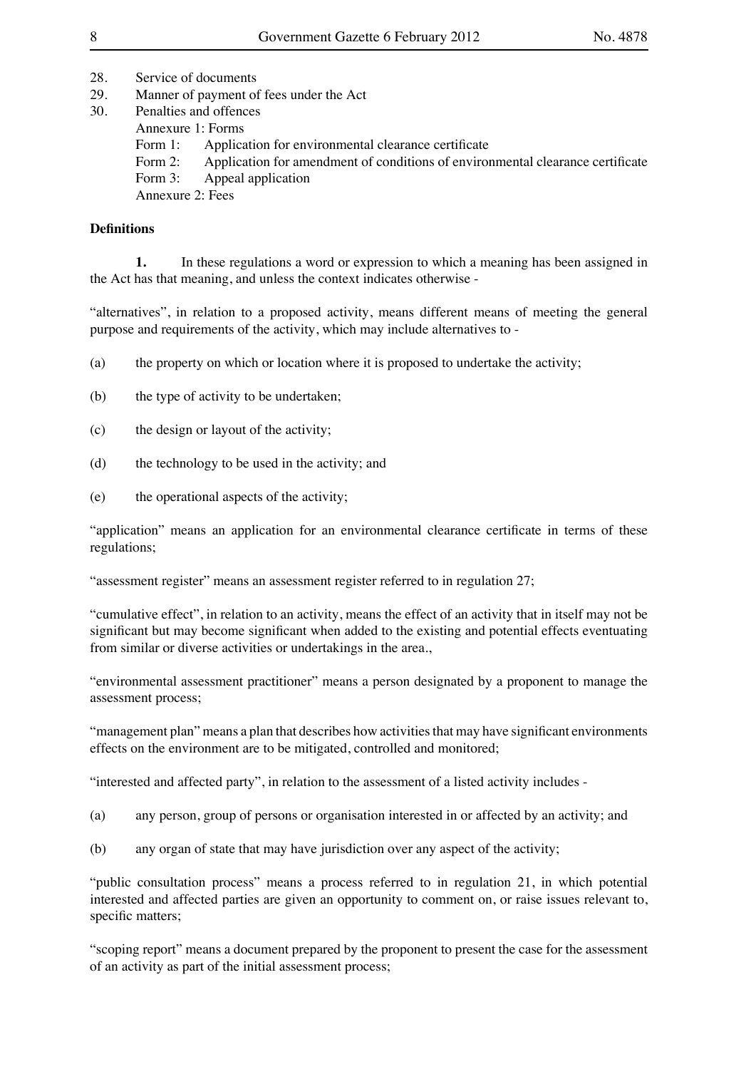28. Service of documents
29. Manner of payment of fees under the Act
30. Penalties and offences

Annexure 1: Forms

Form 1: Application for environmental clearance certificate

Form 2: Application for amendment of conditions of environmental clearance certificate

Form 3: Appeal application

Annexure 2: Fees

**Definitions**

**1.** In these regulations a word or expression to which a meaning has been assigned in the Act has that meaning, and unless the context indicates otherwise -

"alternatives", in relation to a proposed activity, means different means of meeting the general purpose and requirements of the activity, which may include alternatives to -

(a) the property on which or location where it is proposed to undertake the activity;

(b) the type of activity to be undertaken;

(c) the design or layout of the activity;

(d) the technology to be used in the activity; and

(e) the operational aspects of the activity;

"application" means an application for an environmental clearance certificate in terms of these regulations;

"assessment register" means an assessment register referred to in regulation 27;

"cumulative effect", in relation to an activity, means the effect of an activity that in itself may not be significant but may become significant when added to the existing and potential effects eventuating from similar or diverse activities or undertakings in the area.,

"environmental assessment practitioner" means a person designated by a proponent to manage the assessment process;

"management plan" means a plan that describes how activities that may have significant environments effects on the environment are to be mitigated, controlled and monitored;

"interested and affected party", in relation to the assessment of a listed activity includes -

(a) any person, group of persons or organisation interested in or affected by an activity; and

(b) any organ of state that may have jurisdiction over any aspect of the activity;

"public consultation process" means a process referred to in regulation 21, in which potential interested and affected parties are given an opportunity to comment on, or raise issues relevant to, specific matters;

"scoping report" means a document prepared by the proponent to present the case for the assessment of an activity as part of the initial assessment process;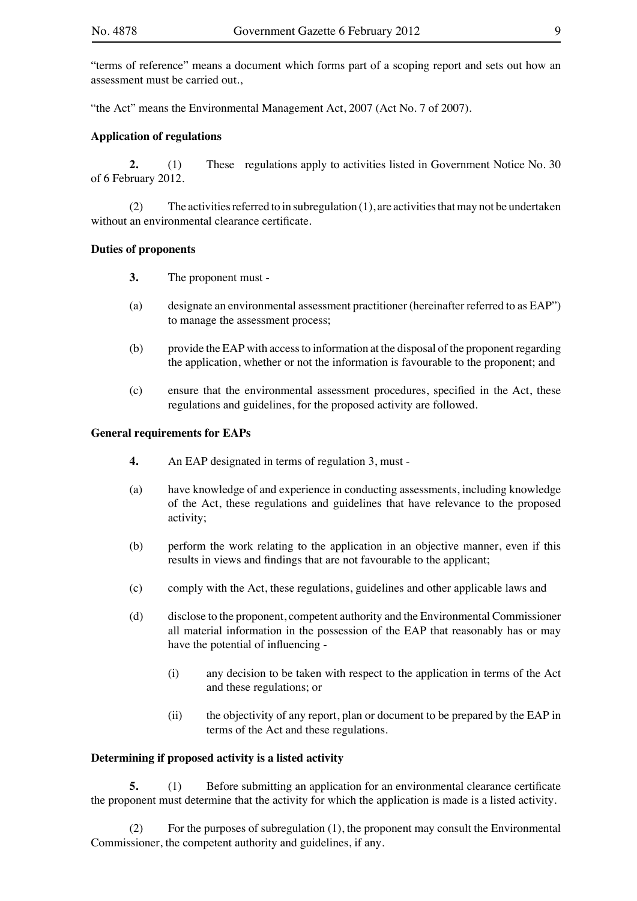"terms of reference" means a document which forms part of a scoping report and sets out how an assessment must be carried out.,

"the Act" means the Environmental Management Act, 2007 (Act No. 7 of 2007).

**Application of regulations**

**2.** (1) These regulations apply to activities listed in Government Notice No. 30 of 6 February 2012.

(2) The activities referred to in subregulation (1), are activities that may not be undertaken without an environmental clearance certificate.

**Duties of proponents**

**3.** The proponent must -

(a) designate an environmental assessment practitioner (hereinafter referred to as EAP") to manage the assessment process;

(b) provide the EAP with access to information at the disposal of the proponent regarding the application, whether or not the information is favourable to the proponent; and

(c) ensure that the environmental assessment procedures, specified in the Act, these regulations and guidelines, for the proposed activity are followed.

**General requirements for EAPs**

**4.** An EAP designated in terms of regulation 3, must -

(a) have knowledge of and experience in conducting assessments, including knowledge of the Act, these regulations and guidelines that have relevance to the proposed activity;

(b) perform the work relating to the application in an objective manner, even if this results in views and findings that are not favourable to the applicant;

(c) comply with the Act, these regulations, guidelines and other applicable laws and

(d) disclose to the proponent, competent authority and the Environmental Commissioner all material information in the possession of the EAP that reasonably has or may have the potential of influencing -

(i) any decision to be taken with respect to the application in terms of the Act and these regulations; or

(ii) the objectivity of any report, plan or document to be prepared by the EAP in terms of the Act and these regulations.

**Determining if proposed activity is a listed activity**

**5.** (1) Before submitting an application for an environmental clearance certificate the proponent must determine that the activity for which the application is made is a listed activity.

(2) For the purposes of subregulation (1), the proponent may consult the Environmental Commissioner, the competent authority and guidelines, if any.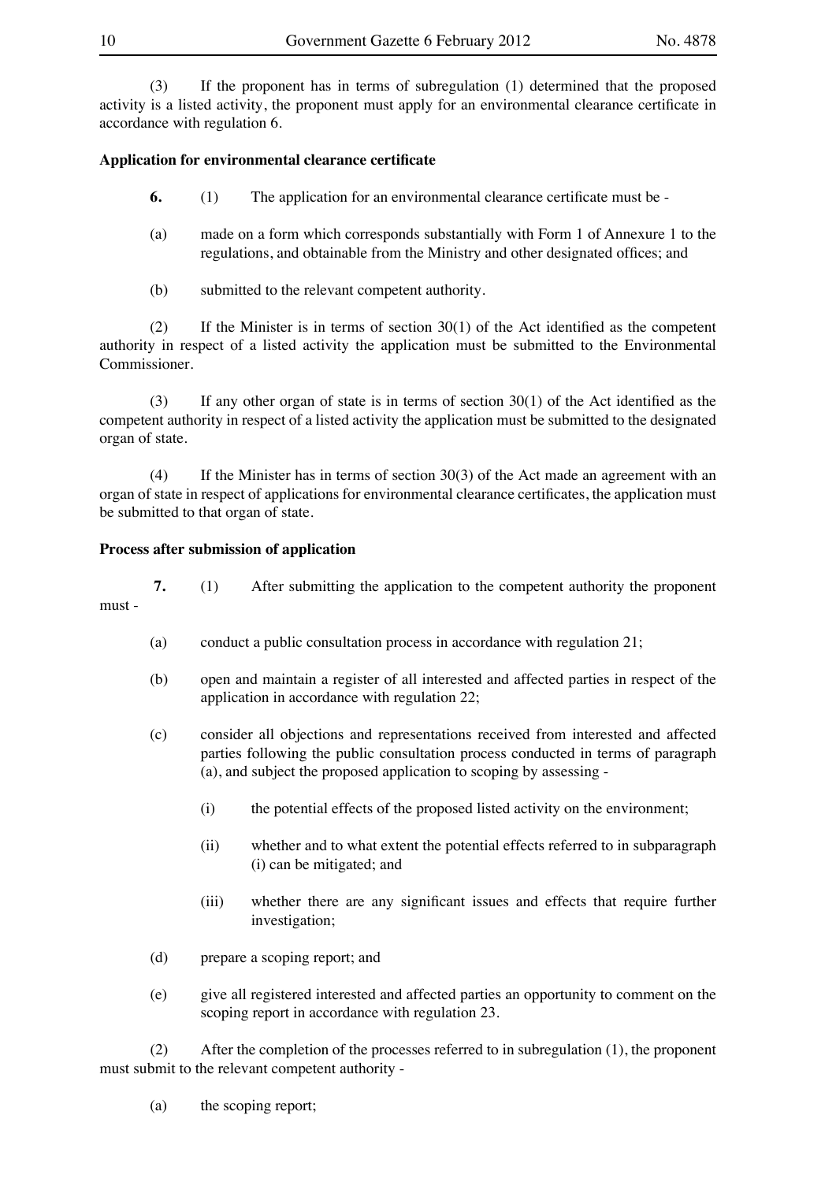(3) If the proponent has in terms of subregulation (1) determined that the proposed activity is a listed activity, the proponent must apply for an environmental clearance certificate in accordance with regulation 6.

**Application for environmental clearance certificate**

**6.** (1) The application for an environmental clearance certificate must be -

(a) made on a form which corresponds substantially with Form 1 of Annexure 1 to the regulations, and obtainable from the Ministry and other designated offices; and

(b) submitted to the relevant competent authority.

(2) If the Minister is in terms of section 30(1) of the Act identified as the competent authority in respect of a listed activity the application must be submitted to the Environmental Commissioner.

(3) If any other organ of state is in terms of section 30(1) of the Act identified as the competent authority in respect of a listed activity the application must be submitted to the designated organ of state.

(4) If the Minister has in terms of section 30(3) of the Act made an agreement with an organ of state in respect of applications for environmental clearance certificates, the application must be submitted to that organ of state.

**Process after submission of application**

**7.** (1) After submitting the application to the competent authority the proponent must -

(a) conduct a public consultation process in accordance with regulation 21;

(b) open and maintain a register of all interested and affected parties in respect of the application in accordance with regulation 22;

(c) consider all objections and representations received from interested and affected parties following the public consultation process conducted in terms of paragraph (a), and subject the proposed application to scoping by assessing -

(i) the potential effects of the proposed listed activity on the environment;

(ii) whether and to what extent the potential effects referred to in subparagraph (i) can be mitigated; and

(iii) whether there are any significant issues and effects that require further investigation;

(d) prepare a scoping report; and

(e) give all registered interested and affected parties an opportunity to comment on the scoping report in accordance with regulation 23.

(2) After the completion of the processes referred to in subregulation (1), the proponent must submit to the relevant competent authority -

(a) the scoping report;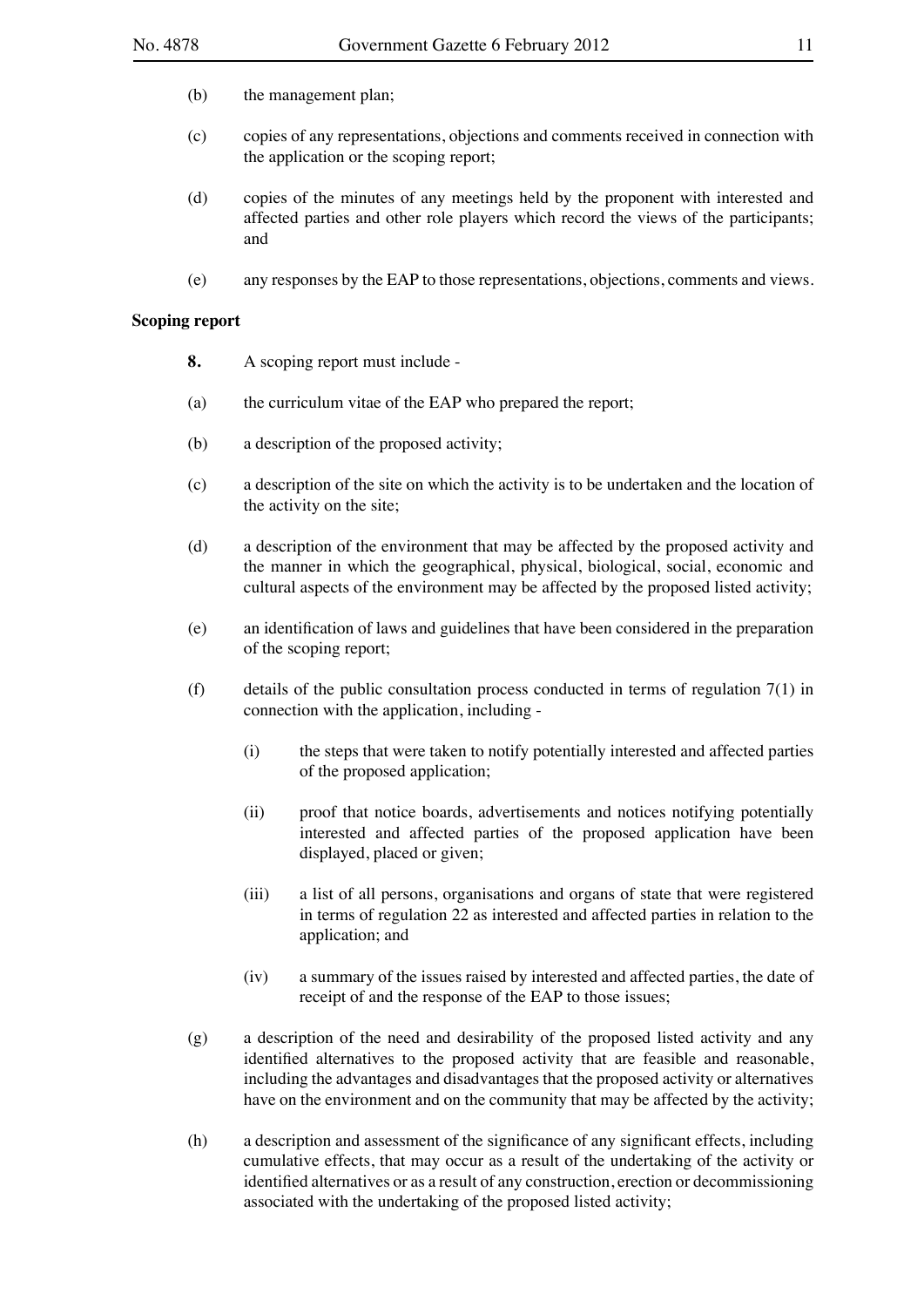(b) the management plan;

(c) copies of any representations, objections and comments received in connection with the application or the scoping report;

(d) copies of the minutes of any meetings held by the proponent with interested and affected parties and other role players which record the views of the participants; and

(e) any responses by the EAP to those representations, objections, comments and views.

**Scoping report**

**8.** A scoping report must include -

(a) the curriculum vitae of the EAP who prepared the report;

(b) a description of the proposed activity;

(c) a description of the site on which the activity is to be undertaken and the location of the activity on the site;

(d) a description of the environment that may be affected by the proposed activity and the manner in which the geographical, physical, biological, social, economic and cultural aspects of the environment may be affected by the proposed listed activity;

(e) an identification of laws and guidelines that have been considered in the preparation of the scoping report;

(f) details of the public consultation process conducted in terms of regulation 7(1) in connection with the application, including -

(i) the steps that were taken to notify potentially interested and affected parties of the proposed application;

(ii) proof that notice boards, advertisements and notices notifying potentially interested and affected parties of the proposed application have been displayed, placed or given;

(iii) a list of all persons, organisations and organs of state that were registered in terms of regulation 22 as interested and affected parties in relation to the application; and

(iv) a summary of the issues raised by interested and affected parties, the date of receipt of and the response of the EAP to those issues;

(g) a description of the need and desirability of the proposed listed activity and any identified alternatives to the proposed activity that are feasible and reasonable, including the advantages and disadvantages that the proposed activity or alternatives have on the environment and on the community that may be affected by the activity;

(h) a description and assessment of the significance of any significant effects, including cumulative effects, that may occur as a result of the undertaking of the activity or identified alternatives or as a result of any construction, erection or decommissioning associated with the undertaking of the proposed listed activity;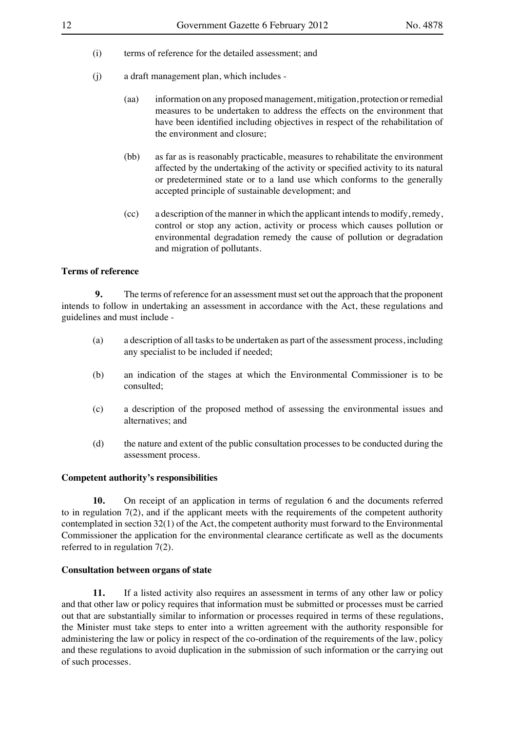(i) terms of reference for the detailed assessment; and

(j) a draft management plan, which includes -

(aa) information on any proposed management, mitigation, protection or remedial measures to be undertaken to address the effects on the environment that have been identified including objectives in respect of the rehabilitation of the environment and closure;

(bb) as far as is reasonably practicable, measures to rehabilitate the environment affected by the undertaking of the activity or specified activity to its natural or predetermined state or to a land use which conforms to the generally accepted principle of sustainable development; and

(cc) a description of the manner in which the applicant intends to modify, remedy, control or stop any action, activity or process which causes pollution or environmental degradation remedy the cause of pollution or degradation and migration of pollutants.

**Terms of reference**

**9.** The terms of reference for an assessment must set out the approach that the proponent intends to follow in undertaking an assessment in accordance with the Act, these regulations and guidelines and must include -

(a) a description of all tasks to be undertaken as part of the assessment process, including any specialist to be included if needed;

(b) an indication of the stages at which the Environmental Commissioner is to be consulted;

(c) a description of the proposed method of assessing the environmental issues and alternatives; and

(d) the nature and extent of the public consultation processes to be conducted during the assessment process.

**Competent authority's responsibilities**

**10.** On receipt of an application in terms of regulation 6 and the documents referred to in regulation 7(2), and if the applicant meets with the requirements of the competent authority contemplated in section 32(1) of the Act, the competent authority must forward to the Environmental Commissioner the application for the environmental clearance certificate as well as the documents referred to in regulation 7(2).

**Consultation between organs of state**

**11.** If a listed activity also requires an assessment in terms of any other law or policy and that other law or policy requires that information must be submitted or processes must be carried out that are substantially similar to information or processes required in terms of these regulations, the Minister must take steps to enter into a written agreement with the authority responsible for administering the law or policy in respect of the co-ordination of the requirements of the law, policy and these regulations to avoid duplication in the submission of such information or the carrying out of such processes.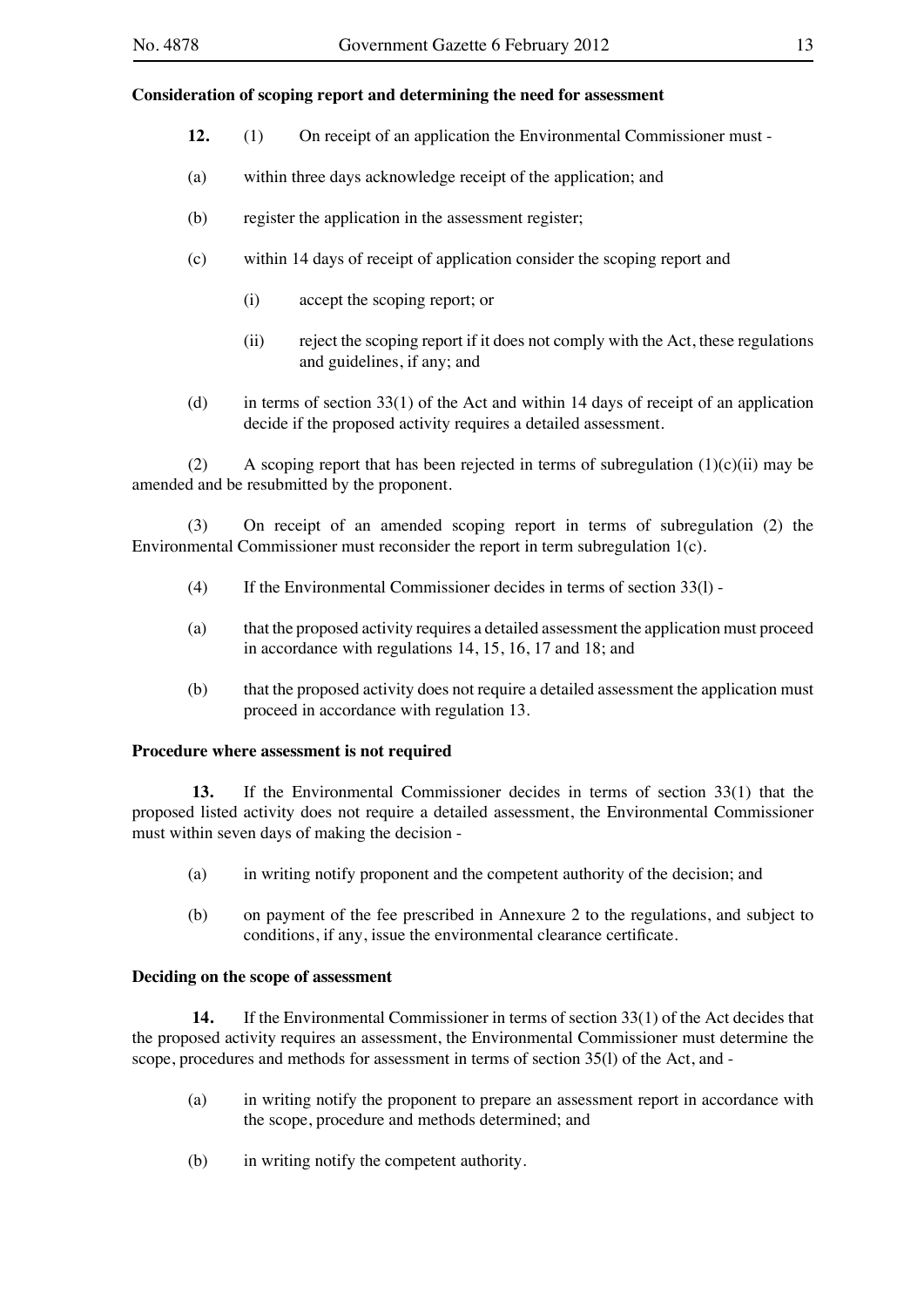**Consideration of scoping report and determining the need for assessment**

**12.** (1) On receipt of an application the Environmental Commissioner must -

(a) within three days acknowledge receipt of the application; and

(b) register the application in the assessment register;

(c) within 14 days of receipt of application consider the scoping report and

(i) accept the scoping report; or

(ii) reject the scoping report if it does not comply with the Act, these regulations and guidelines, if any; and

(d) in terms of section 33(1) of the Act and within 14 days of receipt of an application decide if the proposed activity requires a detailed assessment.

(2) A scoping report that has been rejected in terms of subregulation (1)(c)(ii) may be amended and be resubmitted by the proponent.

(3) On receipt of an amended scoping report in terms of subregulation (2) the Environmental Commissioner must reconsider the report in term subregulation 1(c).

(4) If the Environmental Commissioner decides in terms of section 33(l) -

(a) that the proposed activity requires a detailed assessment the application must proceed in accordance with regulations 14, 15, 16, 17 and 18; and

(b) that the proposed activity does not require a detailed assessment the application must proceed in accordance with regulation 13.

**Procedure where assessment is not required**

**13.** If the Environmental Commissioner decides in terms of section 33(1) that the proposed listed activity does not require a detailed assessment, the Environmental Commissioner must within seven days of making the decision -

(a) in writing notify proponent and the competent authority of the decision; and

(b) on payment of the fee prescribed in Annexure 2 to the regulations, and subject to conditions, if any, issue the environmental clearance certificate.

**Deciding on the scope of assessment**

**14.** If the Environmental Commissioner in terms of section 33(1) of the Act decides that the proposed activity requires an assessment, the Environmental Commissioner must determine the scope, procedures and methods for assessment in terms of section 35(l) of the Act, and -

(a) in writing notify the proponent to prepare an assessment report in accordance with the scope, procedure and methods determined; and

(b) in writing notify the competent authority.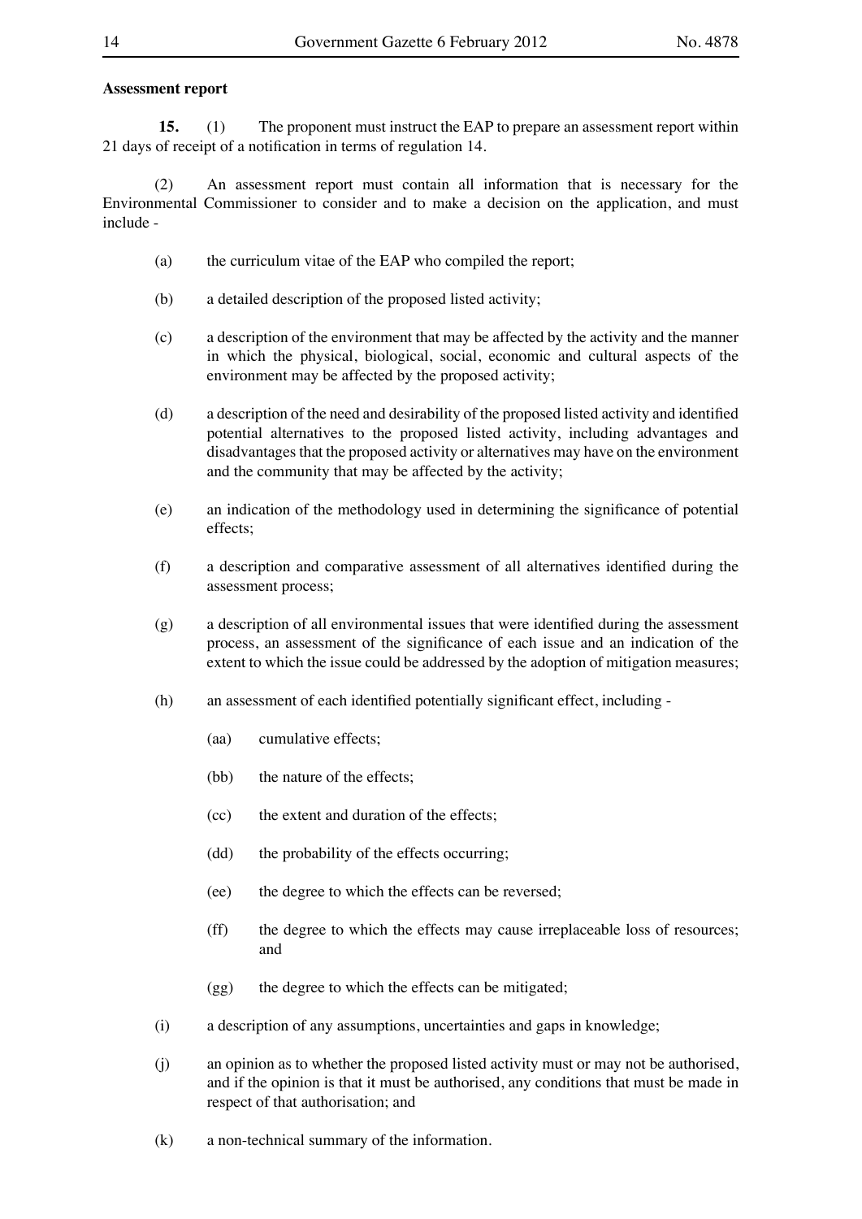**Assessment report**

**15.** (1) The proponent must instruct the EAP to prepare an assessment report within 21 days of receipt of a notification in terms of regulation 14.

(2) An assessment report must contain all information that is necessary for the Environmental Commissioner to consider and to make a decision on the application, and must include -

(a) the curriculum vitae of the EAP who compiled the report;

(b) a detailed description of the proposed listed activity;

(c) a description of the environment that may be affected by the activity and the manner in which the physical, biological, social, economic and cultural aspects of the environment may be affected by the proposed activity;

(d) a description of the need and desirability of the proposed listed activity and identified potential alternatives to the proposed listed activity, including advantages and disadvantages that the proposed activity or alternatives may have on the environment and the community that may be affected by the activity;

(e) an indication of the methodology used in determining the significance of potential effects;

(f) a description and comparative assessment of all alternatives identified during the assessment process;

(g) a description of all environmental issues that were identified during the assessment process, an assessment of the significance of each issue and an indication of the extent to which the issue could be addressed by the adoption of mitigation measures;

(h) an assessment of each identified potentially significant effect, including -

(aa) cumulative effects;

(bb) the nature of the effects;

(cc) the extent and duration of the effects;

(dd) the probability of the effects occurring;

(ee) the degree to which the effects can be reversed;

(ff) the degree to which the effects may cause irreplaceable loss of resources; and

(gg) the degree to which the effects can be mitigated;

(i) a description of any assumptions, uncertainties and gaps in knowledge;

(j) an opinion as to whether the proposed listed activity must or may not be authorised, and if the opinion is that it must be authorised, any conditions that must be made in respect of that authorisation; and

(k) a non-technical summary of the information.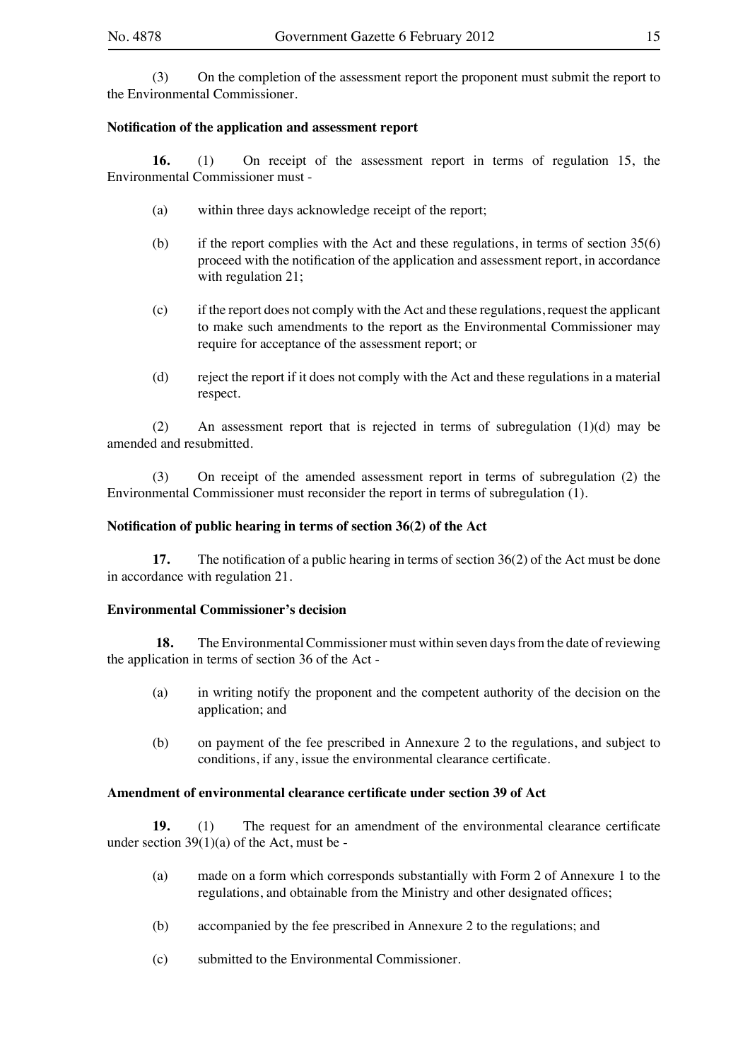(3) On the completion of the assessment report the proponent must submit the report to the Environmental Commissioner.

**Notification of the application and assessment report**

**16.** (1) On receipt of the assessment report in terms of regulation 15, the Environmental Commissioner must -

(a) within three days acknowledge receipt of the report;

(b) if the report complies with the Act and these regulations, in terms of section 35(6) proceed with the notification of the application and assessment report, in accordance with regulation 21;

(c) if the report does not comply with the Act and these regulations, request the applicant to make such amendments to the report as the Environmental Commissioner may require for acceptance of the assessment report; or

(d) reject the report if it does not comply with the Act and these regulations in a material respect.

(2) An assessment report that is rejected in terms of subregulation (1)(d) may be amended and resubmitted.

(3) On receipt of the amended assessment report in terms of subregulation (2) the Environmental Commissioner must reconsider the report in terms of subregulation (1).

**Notification of public hearing in terms of section 36(2) of the Act**

**17.** The notification of a public hearing in terms of section 36(2) of the Act must be done in accordance with regulation 21.

**Environmental Commissioner's decision**

**18.** The Environmental Commissioner must within seven days from the date of reviewing the application in terms of section 36 of the Act -

(a) in writing notify the proponent and the competent authority of the decision on the application; and

(b) on payment of the fee prescribed in Annexure 2 to the regulations, and subject to conditions, if any, issue the environmental clearance certificate.

**Amendment of environmental clearance certificate under section 39 of Act**

**19.** (1) The request for an amendment of the environmental clearance certificate under section 39(1)(a) of the Act, must be -

(a) made on a form which corresponds substantially with Form 2 of Annexure 1 to the regulations, and obtainable from the Ministry and other designated offices;

(b) accompanied by the fee prescribed in Annexure 2 to the regulations; and

(c) submitted to the Environmental Commissioner.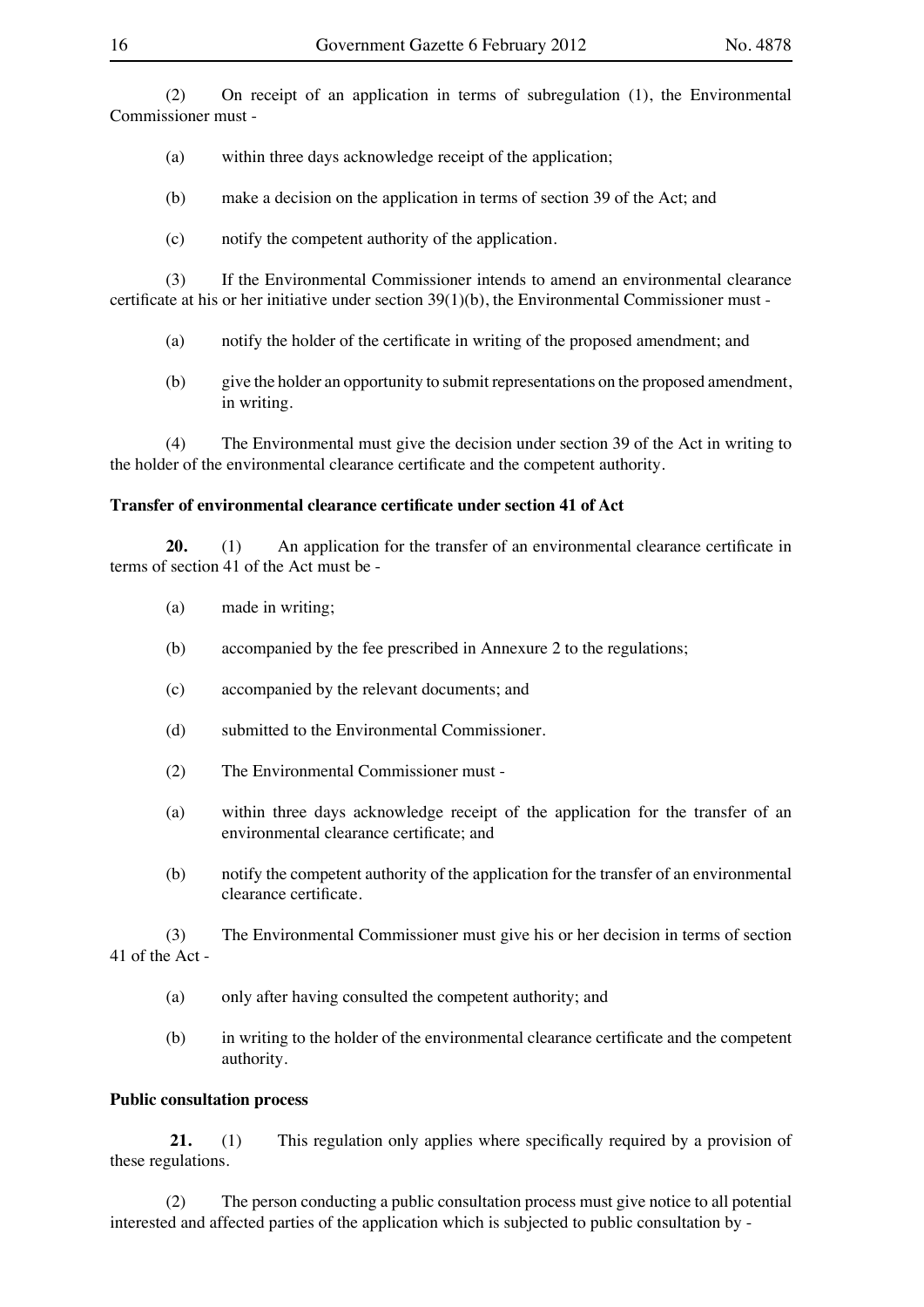(2) On receipt of an application in terms of subregulation (1), the Environmental Commissioner must -

(a) within three days acknowledge receipt of the application;

(b) make a decision on the application in terms of section 39 of the Act; and

(c) notify the competent authority of the application.

(3) If the Environmental Commissioner intends to amend an environmental clearance certificate at his or her initiative under section 39(1)(b), the Environmental Commissioner must -

(a) notify the holder of the certificate in writing of the proposed amendment; and

(b) give the holder an opportunity to submit representations on the proposed amendment, in writing.

(4) The Environmental must give the decision under section 39 of the Act in writing to the holder of the environmental clearance certificate and the competent authority.

**Transfer of environmental clearance certificate under section 41 of Act**

**20.** (1) An application for the transfer of an environmental clearance certificate in terms of section 41 of the Act must be -

(a) made in writing;

(b) accompanied by the fee prescribed in Annexure 2 to the regulations;

(c) accompanied by the relevant documents; and

(d) submitted to the Environmental Commissioner.

(2) The Environmental Commissioner must -

(a) within three days acknowledge receipt of the application for the transfer of an environmental clearance certificate; and

(b) notify the competent authority of the application for the transfer of an environmental clearance certificate.

(3) The Environmental Commissioner must give his or her decision in terms of section 41 of the Act -

(a) only after having consulted the competent authority; and

(b) in writing to the holder of the environmental clearance certificate and the competent authority.

**Public consultation process**

**21.** (1) This regulation only applies where specifically required by a provision of these regulations.

(2) The person conducting a public consultation process must give notice to all potential interested and affected parties of the application which is subjected to public consultation by -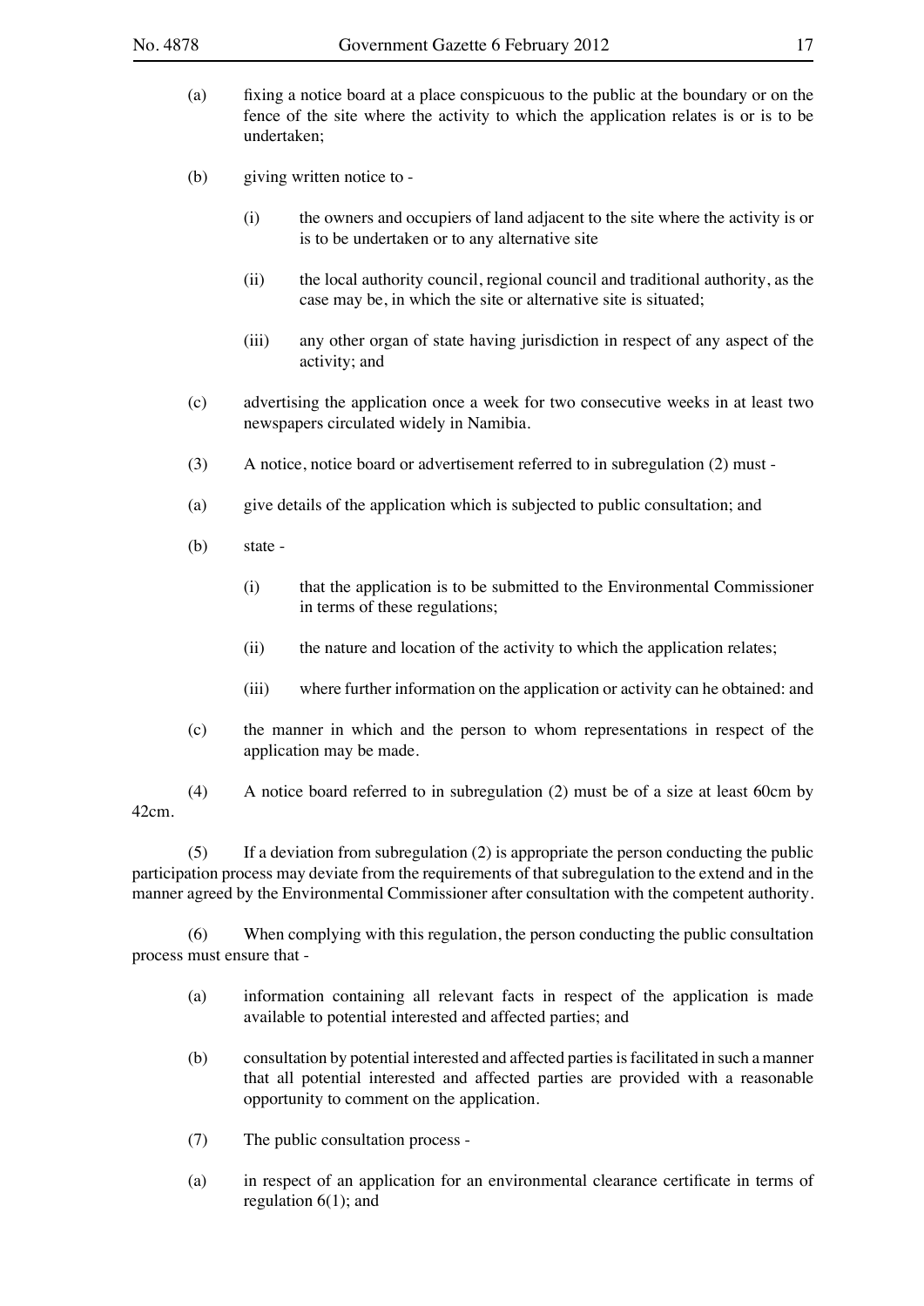(a) fixing a notice board at a place conspicuous to the public at the boundary or on the fence of the site where the activity to which the application relates is or is to be undertaken;

(b) giving written notice to -

(i) the owners and occupiers of land adjacent to the site where the activity is or is to be undertaken or to any alternative site

(ii) the local authority council, regional council and traditional authority, as the case may be, in which the site or alternative site is situated;

(iii) any other organ of state having jurisdiction in respect of any aspect of the activity; and

(c) advertising the application once a week for two consecutive weeks in at least two newspapers circulated widely in Namibia.

(3) A notice, notice board or advertisement referred to in subregulation (2) must -

(a) give details of the application which is subjected to public consultation; and

(b) state -

(i) that the application is to be submitted to the Environmental Commissioner in terms of these regulations;

(ii) the nature and location of the activity to which the application relates;

(iii) where further information on the application or activity can he obtained: and

(c) the manner in which and the person to whom representations in respect of the application may be made.

(4) A notice board referred to in subregulation (2) must be of a size at least 60cm by 42cm.

(5) If a deviation from subregulation (2) is appropriate the person conducting the public participation process may deviate from the requirements of that subregulation to the extend and in the manner agreed by the Environmental Commissioner after consultation with the competent authority.

(6) When complying with this regulation, the person conducting the public consultation process must ensure that -

(a) information containing all relevant facts in respect of the application is made available to potential interested and affected parties; and

(b) consultation by potential interested and affected parties is facilitated in such a manner that all potential interested and affected parties are provided with a reasonable opportunity to comment on the application.

(7) The public consultation process -

(a) in respect of an application for an environmental clearance certificate in terms of regulation 6(1); and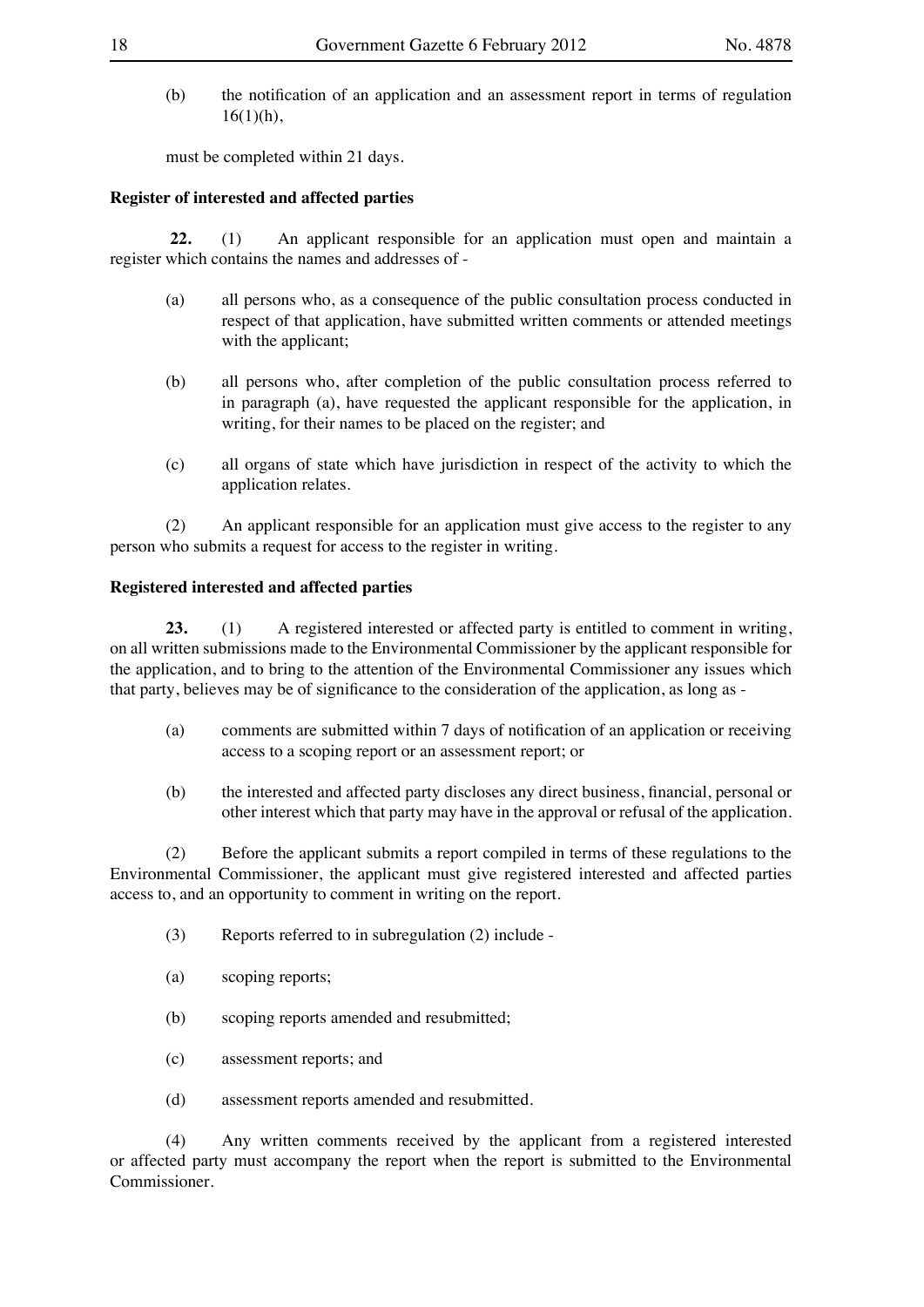(b) the notification of an application and an assessment report in terms of regulation 16(1)(h),

must be completed within 21 days.

**Register of interested and affected parties**

**22.** (1) An applicant responsible for an application must open and maintain a register which contains the names and addresses of -

(a) all persons who, as a consequence of the public consultation process conducted in respect of that application, have submitted written comments or attended meetings with the applicant;

(b) all persons who, after completion of the public consultation process referred to in paragraph (a), have requested the applicant responsible for the application, in writing, for their names to be placed on the register; and

(c) all organs of state which have jurisdiction in respect of the activity to which the application relates.

(2) An applicant responsible for an application must give access to the register to any person who submits a request for access to the register in writing.

**Registered interested and affected parties**

**23.** (1) A registered interested or affected party is entitled to comment in writing, on all written submissions made to the Environmental Commissioner by the applicant responsible for the application, and to bring to the attention of the Environmental Commissioner any issues which that party, believes may be of significance to the consideration of the application, as long as -

(a) comments are submitted within 7 days of notification of an application or receiving access to a scoping report or an assessment report; or

(b) the interested and affected party discloses any direct business, financial, personal or other interest which that party may have in the approval or refusal of the application.

(2) Before the applicant submits a report compiled in terms of these regulations to the Environmental Commissioner, the applicant must give registered interested and affected parties access to, and an opportunity to comment in writing on the report.

(3) Reports referred to in subregulation (2) include -

(a) scoping reports;

(b) scoping reports amended and resubmitted;

(c) assessment reports; and

(d) assessment reports amended and resubmitted.

(4) Any written comments received by the applicant from a registered interested or affected party must accompany the report when the report is submitted to the Environmental Commissioner.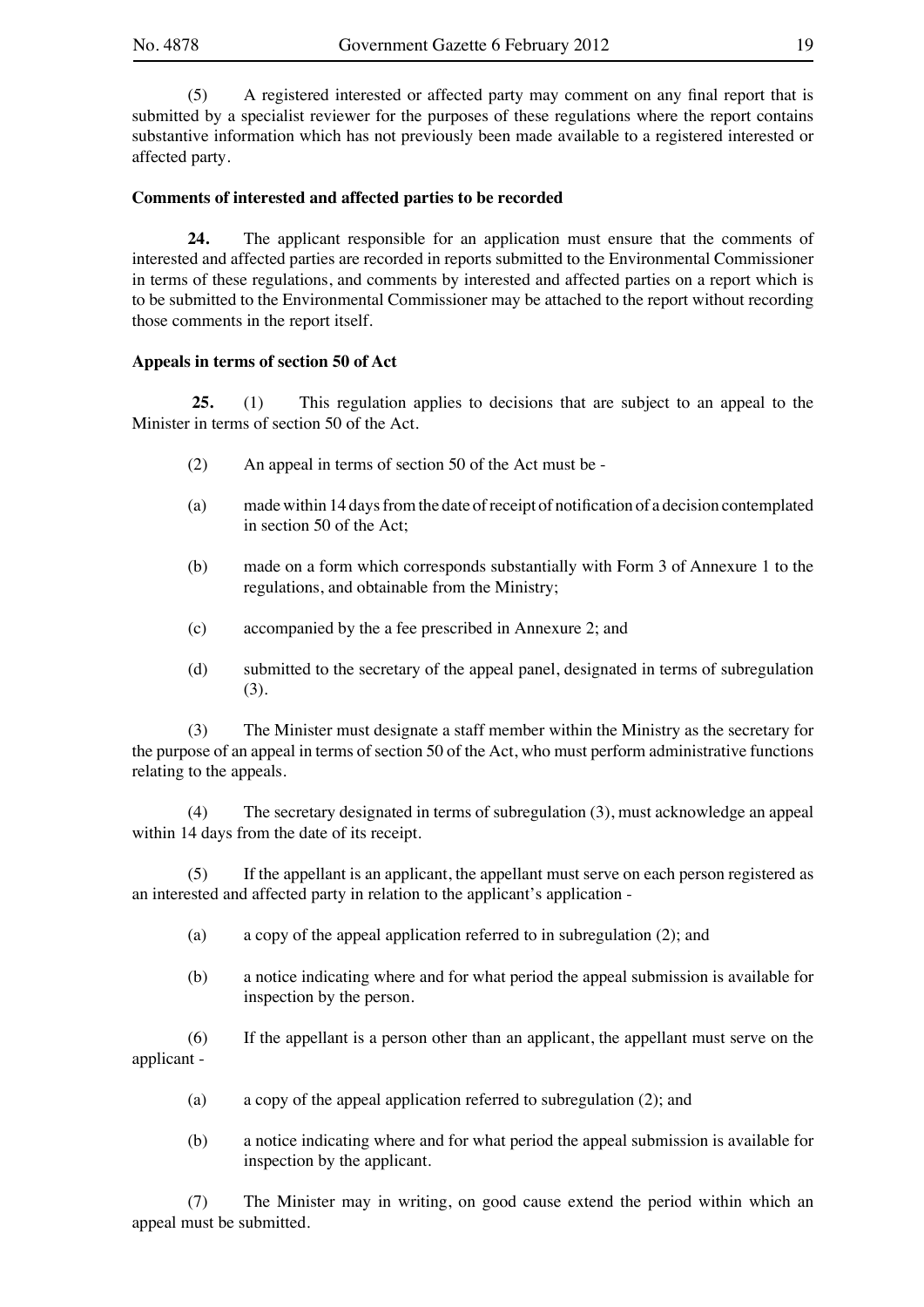(5) A registered interested or affected party may comment on any final report that is submitted by a specialist reviewer for the purposes of these regulations where the report contains substantive information which has not previously been made available to a registered interested or affected party.

**Comments of interested and affected parties to be recorded**

**24.** The applicant responsible for an application must ensure that the comments of interested and affected parties are recorded in reports submitted to the Environmental Commissioner in terms of these regulations, and comments by interested and affected parties on a report which is to be submitted to the Environmental Commissioner may be attached to the report without recording those comments in the report itself.

**Appeals in terms of section 50 of Act**

**25.** (1) This regulation applies to decisions that are subject to an appeal to the Minister in terms of section 50 of the Act.

(2) An appeal in terms of section 50 of the Act must be -

(a) made within 14 days from the date of receipt of notification of a decision contemplated in section 50 of the Act;

(b) made on a form which corresponds substantially with Form 3 of Annexure 1 to the regulations, and obtainable from the Ministry;

(c) accompanied by the a fee prescribed in Annexure 2; and

(d) submitted to the secretary of the appeal panel, designated in terms of subregulation (3).

(3) The Minister must designate a staff member within the Ministry as the secretary for the purpose of an appeal in terms of section 50 of the Act, who must perform administrative functions relating to the appeals.

(4) The secretary designated in terms of subregulation (3), must acknowledge an appeal within 14 days from the date of its receipt.

(5) If the appellant is an applicant, the appellant must serve on each person registered as an interested and affected party in relation to the applicant's application -

(a) a copy of the appeal application referred to in subregulation (2); and

(b) a notice indicating where and for what period the appeal submission is available for inspection by the person.

(6) If the appellant is a person other than an applicant, the appellant must serve on the applicant -

(a) a copy of the appeal application referred to subregulation (2); and

(b) a notice indicating where and for what period the appeal submission is available for inspection by the applicant.

(7) The Minister may in writing, on good cause extend the period within which an appeal must be submitted.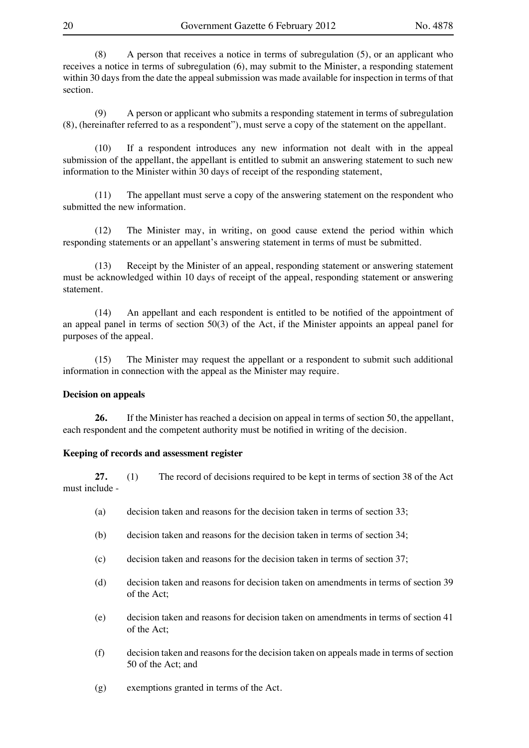(8) A person that receives a notice in terms of subregulation (5), or an applicant who receives a notice in terms of subregulation (6), may submit to the Minister, a responding statement within 30 days from the date the appeal submission was made available for inspection in terms of that section.

(9) A person or applicant who submits a responding statement in terms of subregulation (8), (hereinafter referred to as a respondent"), must serve a copy of the statement on the appellant.

(10) If a respondent introduces any new information not dealt with in the appeal submission of the appellant, the appellant is entitled to submit an answering statement to such new information to the Minister within 30 days of receipt of the responding statement,

(11) The appellant must serve a copy of the answering statement on the respondent who submitted the new information.

(12) The Minister may, in writing, on good cause extend the period within which responding statements or an appellant's answering statement in terms of must be submitted.

(13) Receipt by the Minister of an appeal, responding statement or answering statement must be acknowledged within 10 days of receipt of the appeal, responding statement or answering statement.

(14) An appellant and each respondent is entitled to be notified of the appointment of an appeal panel in terms of section 50(3) of the Act, if the Minister appoints an appeal panel for purposes of the appeal.

(15) The Minister may request the appellant or a respondent to submit such additional information in connection with the appeal as the Minister may require.

**Decision on appeals**

**26.** If the Minister has reached a decision on appeal in terms of section 50, the appellant, each respondent and the competent authority must be notified in writing of the decision.

**Keeping of records and assessment register**

**27.** (1) The record of decisions required to be kept in terms of section 38 of the Act must include -

(a) decision taken and reasons for the decision taken in terms of section 33;

(b) decision taken and reasons for the decision taken in terms of section 34;

(c) decision taken and reasons for the decision taken in terms of section 37;

(d) decision taken and reasons for decision taken on amendments in terms of section 39 of the Act;

(e) decision taken and reasons for decision taken on amendments in terms of section 41 of the Act;

(f) decision taken and reasons for the decision taken on appeals made in terms of section 50 of the Act; and

(g) exemptions granted in terms of the Act.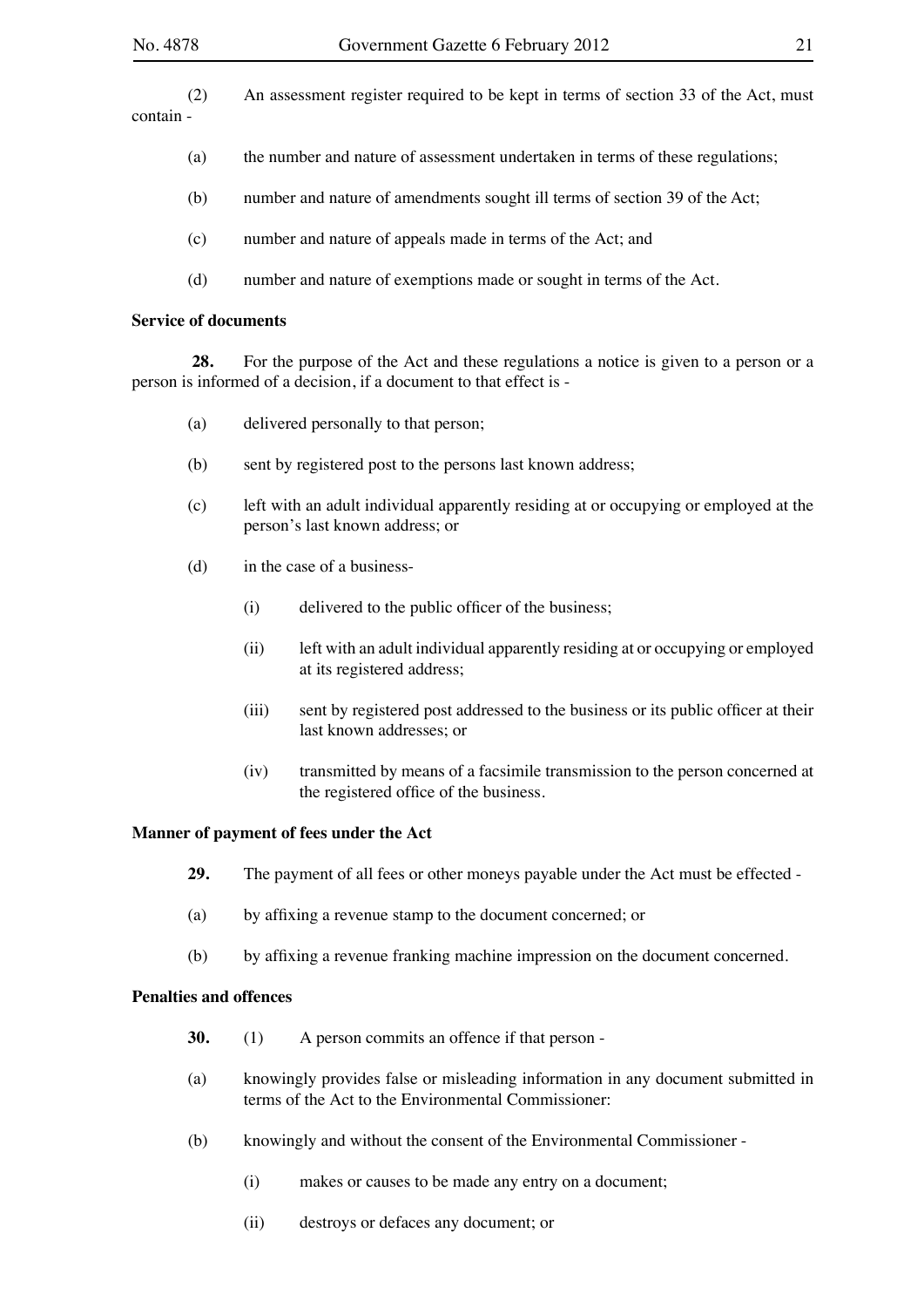(2) An assessment register required to be kept in terms of section 33 of the Act, must contain -

(a) the number and nature of assessment undertaken in terms of these regulations;

(b) number and nature of amendments sought ill terms of section 39 of the Act;

(c) number and nature of appeals made in terms of the Act; and

(d) number and nature of exemptions made or sought in terms of the Act.

**Service of documents**

**28.** For the purpose of the Act and these regulations a notice is given to a person or a person is informed of a decision, if a document to that effect is -

(a) delivered personally to that person;

(b) sent by registered post to the persons last known address;

(c) left with an adult individual apparently residing at or occupying or employed at the person's last known address; or

(d) in the case of a business-

(i) delivered to the public officer of the business;

(ii) left with an adult individual apparently residing at or occupying or employed at its registered address;

(iii) sent by registered post addressed to the business or its public officer at their last known addresses; or

(iv) transmitted by means of a facsimile transmission to the person concerned at the registered office of the business.

**Manner of payment of fees under the Act**

**29.** The payment of all fees or other moneys payable under the Act must be effected -

(a) by affixing a revenue stamp to the document concerned; or

(b) by affixing a revenue franking machine impression on the document concerned.

**Penalties and offences**

**30.** (1) A person commits an offence if that person -

(a) knowingly provides false or misleading information in any document submitted in terms of the Act to the Environmental Commissioner:

(b) knowingly and without the consent of the Environmental Commissioner -

(i) makes or causes to be made any entry on a document;

(ii) destroys or defaces any document; or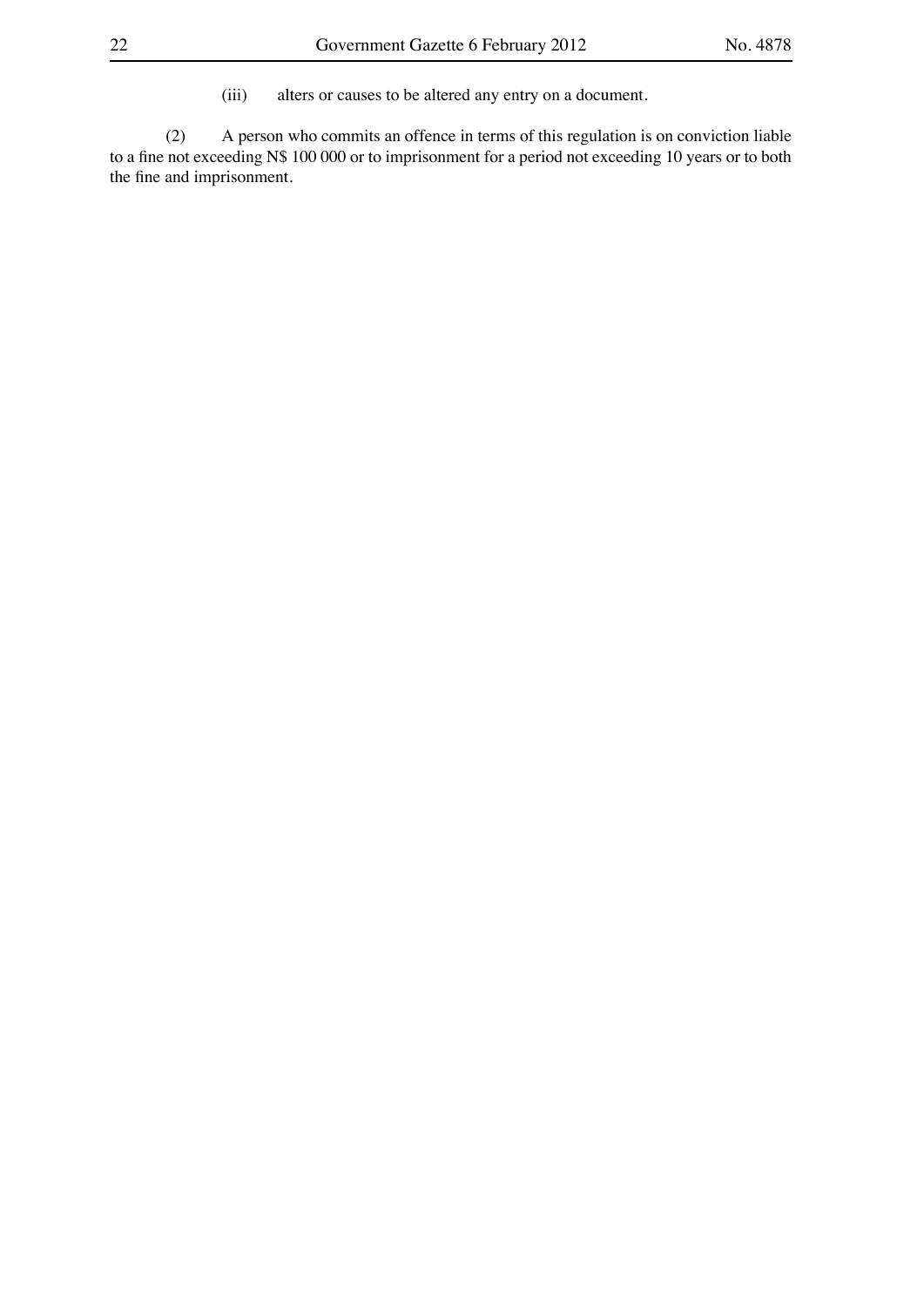(iii) alters or causes to be altered any entry on a document.

(2) A person who commits an offence in terms of this regulation is on conviction liable to a fine not exceeding N$ 100 000 or to imprisonment for a period not exceeding 10 years or to both the fine and imprisonment.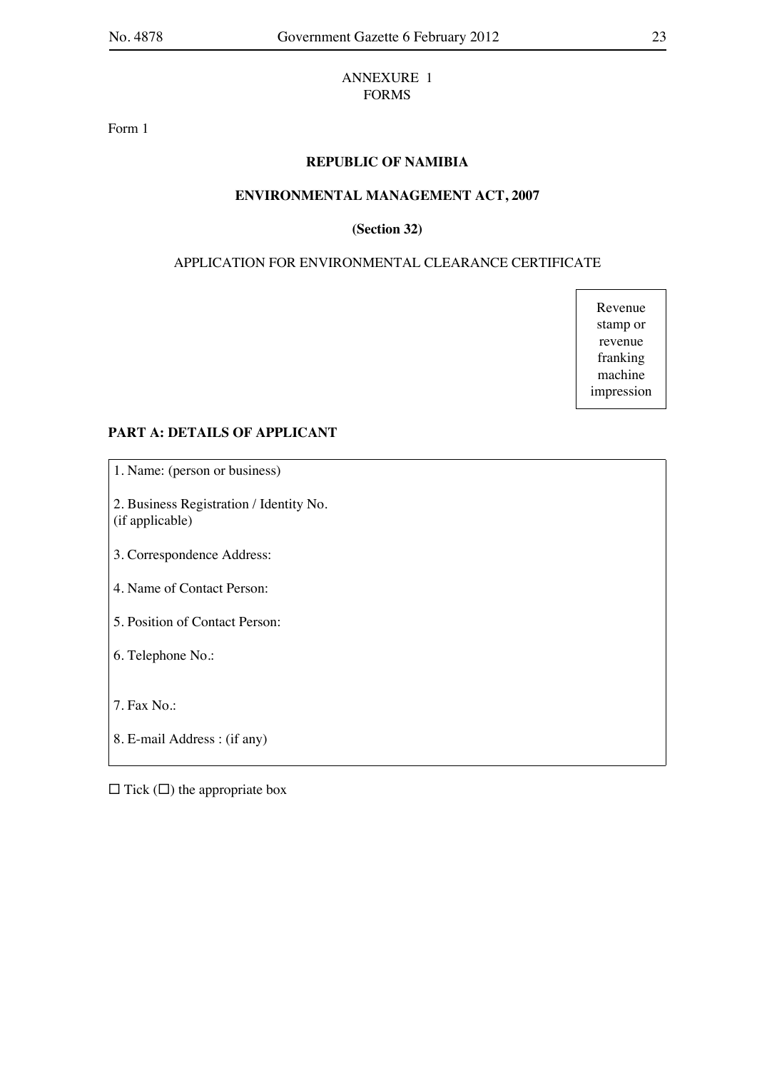ANNEXURE 1
FORMS

Form 1

**REPUBLIC OF NAMIBIA**

**ENVIRONMENTAL MANAGEMENT ACT, 2007**

**(Section 32)**

APPLICATION FOR ENVIRONMENTAL CLEARANCE CERTIFICATE

| Revenue stamp or revenue franking machine impression |
|---|

**PART A: DETAILS OF APPLICANT**

| |
|---|
| 1. Name: (person or business) |
| 2. Business Registration / Identity No. (if applicable) |
| 3. Correspondence Address: |
| 4. Name of Contact Person: |
| 5. Position of Contact Person: |
| 6. Telephone No.: |
| 7. Fax No.: |
| 8. E-mail Address : (if any) |

☐ Tick (☐) the appropriate box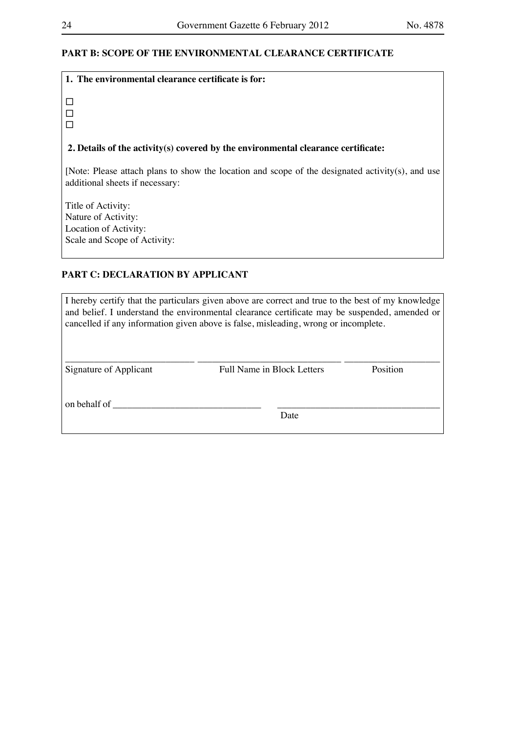**PART B: SCOPE OF THE ENVIRONMENTAL CLEARANCE CERTIFICATE**

**1. The environmental clearance certificate is for:**

☐
☐
☐

**2. Details of the activity(s) covered by the environmental clearance certificate:**

[Note: Please attach plans to show the location and scope of the designated activity(s), and use additional sheets if necessary:

Title of Activity:
Nature of Activity:
Location of Activity:
Scale and Scope of Activity:

**PART C: DECLARATION BY APPLICANT**

I hereby certify that the particulars given above are correct and true to the best of my knowledge and belief. I understand the environmental clearance certificate may be suspended, amended or cancelled if any information given above is false, misleading, wrong or incomplete.

___________________________ ______________________________ ____________________
Signature of Applicant          Full Name in Block Letters          Position

on behalf of _______________________________          __________________________________
                                                                  Date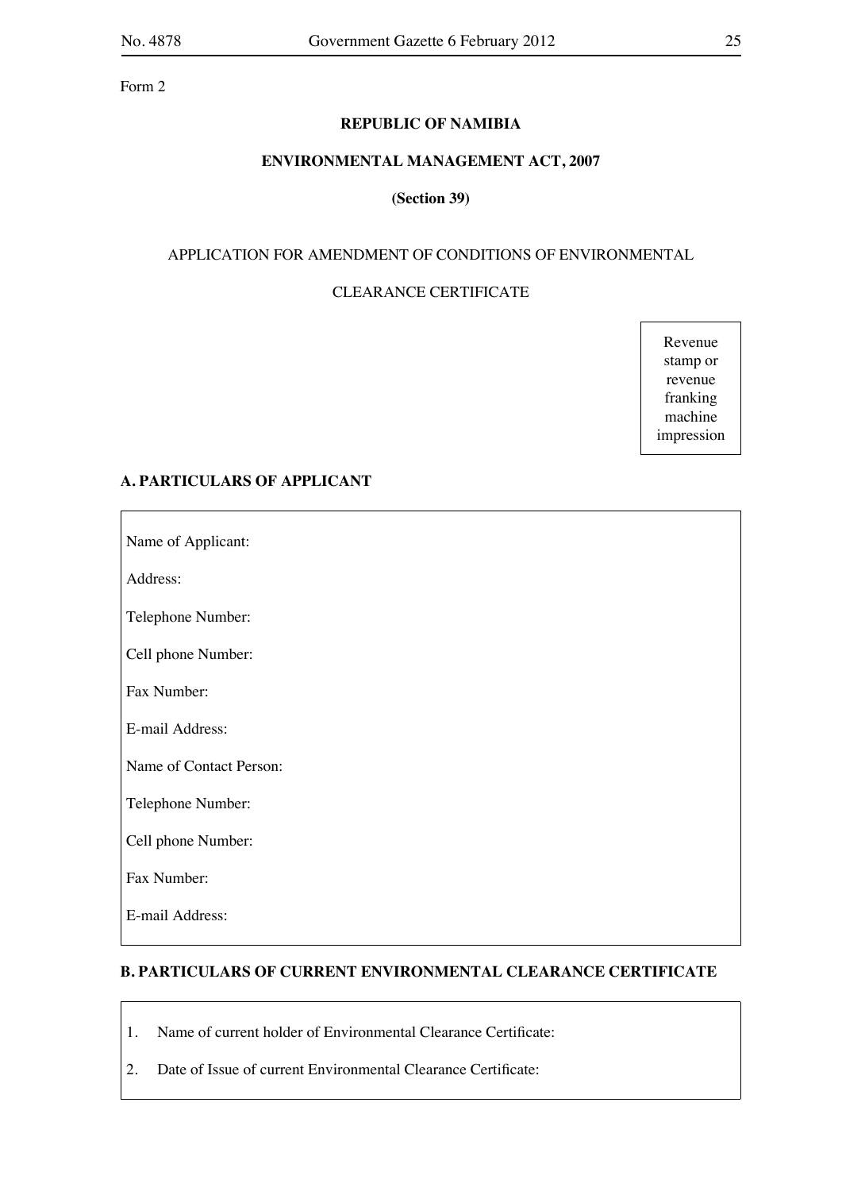Form 2

**REPUBLIC OF NAMIBIA**

**ENVIRONMENTAL MANAGEMENT ACT, 2007**

**(Section 39)**

APPLICATION FOR AMENDMENT OF CONDITIONS OF ENVIRONMENTAL

CLEARANCE CERTIFICATE

| Revenue stamp or revenue franking machine impression |
|---|

**A. PARTICULARS OF APPLICANT**

Name of Applicant:

Address:

Telephone Number:

Cell phone Number:

Fax Number:

E-mail Address:

Name of Contact Person:

Telephone Number:

Cell phone Number:

Fax Number:

E-mail Address:

**B. PARTICULARS OF CURRENT ENVIRONMENTAL CLEARANCE CERTIFICATE**

1. Name of current holder of Environmental Clearance Certificate:
2. Date of Issue of current Environmental Clearance Certificate: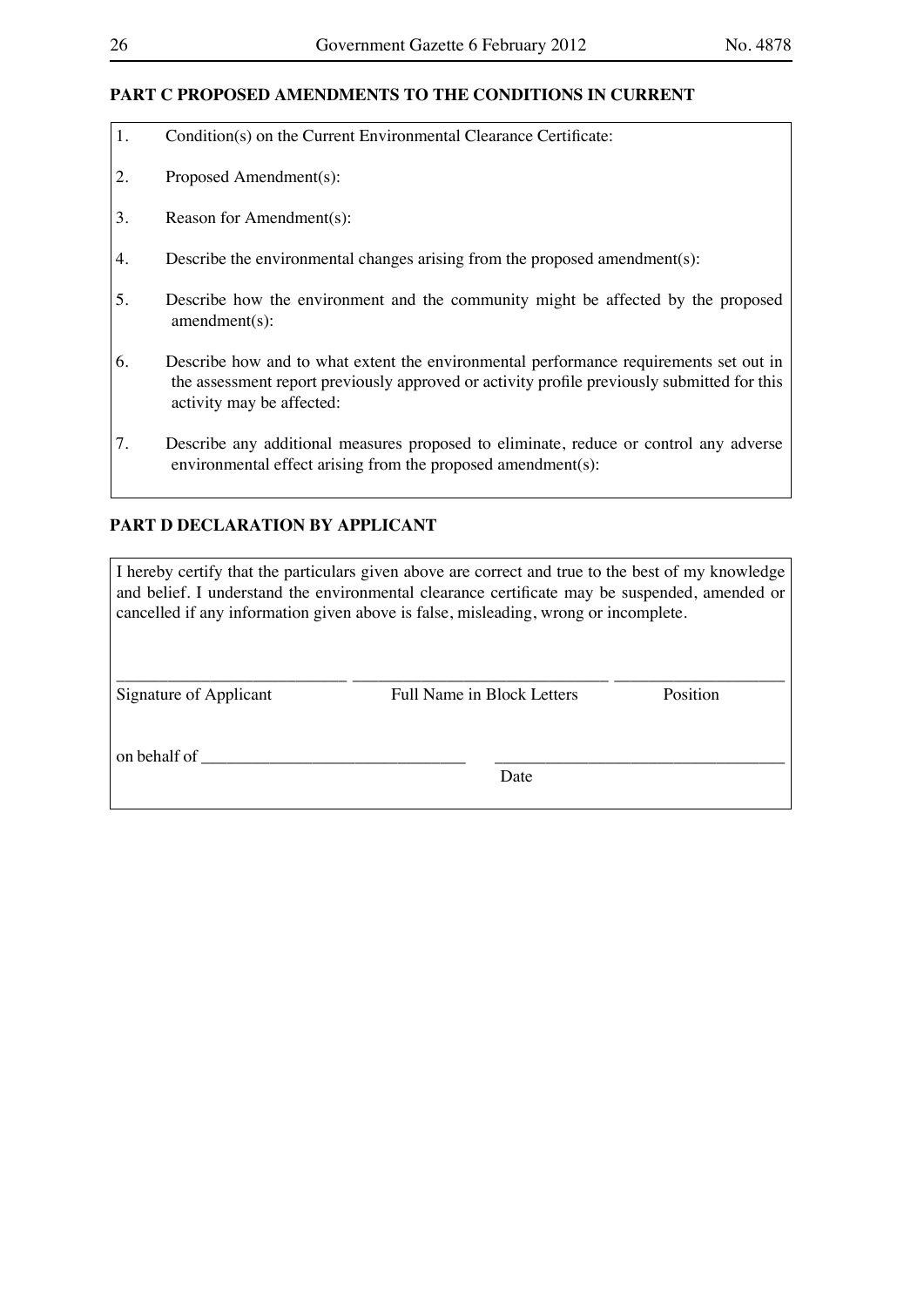## PART C PROPOSED AMENDMENTS TO THE CONDITIONS IN CURRENT

1. Condition(s) on the Current Environmental Clearance Certificate:

2. Proposed Amendment(s):

3. Reason for Amendment(s):

4. Describe the environmental changes arising from the proposed amendment(s):

5. Describe how the environment and the community might be affected by the proposed amendment(s):

6. Describe how and to what extent the environmental performance requirements set out in the assessment report previously approved or activity profile previously submitted for this activity may be affected:

7. Describe any additional measures proposed to eliminate, reduce or control any adverse environmental effect arising from the proposed amendment(s):

## PART D DECLARATION BY APPLICANT

I hereby certify that the particulars given above are correct and true to the best of my knowledge and belief. I understand the environmental clearance certificate may be suspended, amended or cancelled if any information given above is false, misleading, wrong or incomplete.

___________________________ ______________________________ ____________________

Signature of Applicant Full Name in Block Letters Position

on behalf of _______________________________ __________________________________

Date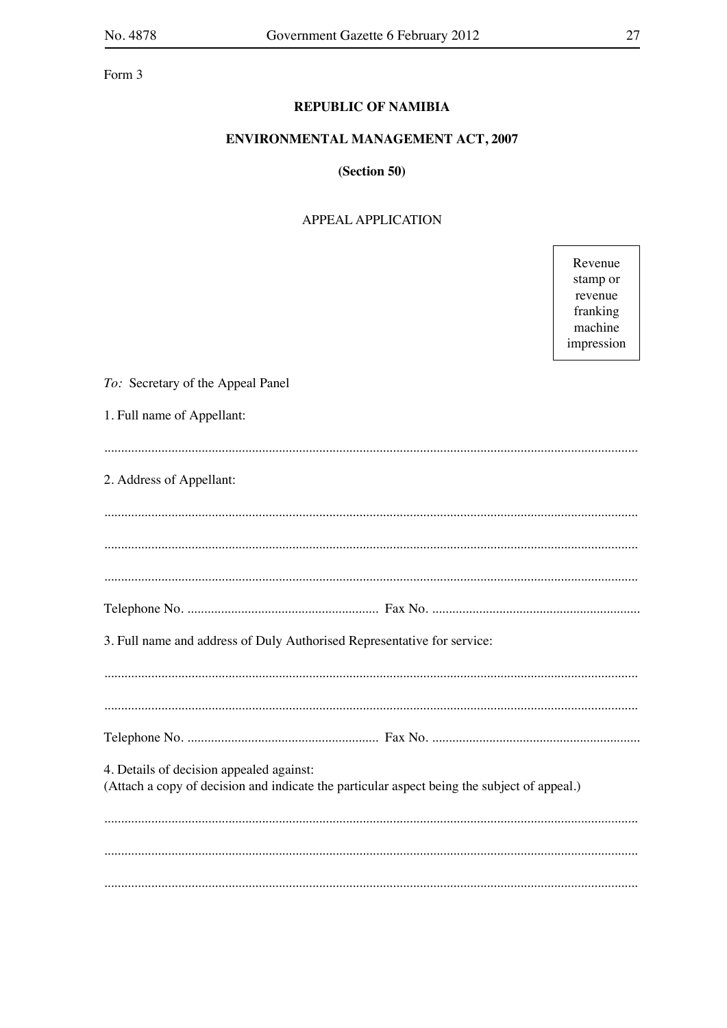Form 3

**REPUBLIC OF NAMIBIA**

**ENVIRONMENTAL MANAGEMENT ACT, 2007**

**(Section 50)**

APPEAL APPLICATION

| Revenue stamp or revenue franking machine impression |
|---|

*To:* Secretary of the Appeal Panel

1. Full name of Appellant:

.............................................................................................................................................

2. Address of Appellant:

.............................................................................................................................................

.............................................................................................................................................

.............................................................................................................................................

Telephone No. ......................................................... Fax No. .............................................................

3. Full name and address of Duly Authorised Representative for service:

.............................................................................................................................................

.............................................................................................................................................

Telephone No. ......................................................... Fax No. .............................................................

4. Details of decision appealed against:
(Attach a copy of decision and indicate the particular aspect being the subject of appeal.)

.............................................................................................................................................

.............................................................................................................................................

.............................................................................................................................................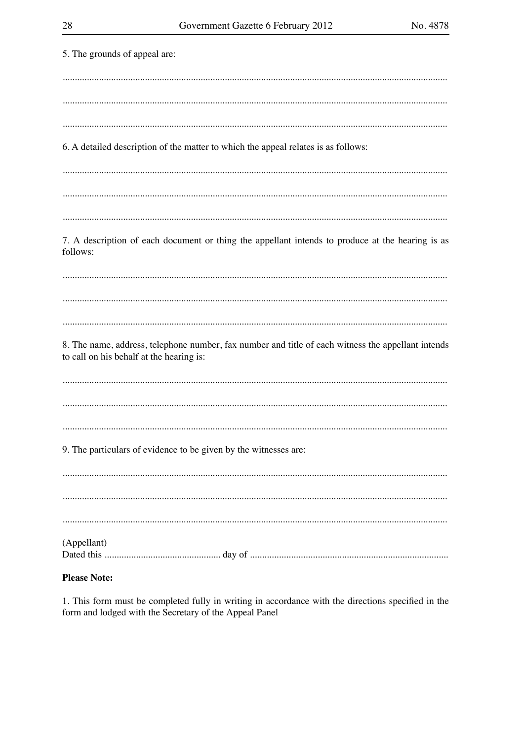5. The grounds of appeal are:

..............................................................................................................................................

..............................................................................................................................................

..............................................................................................................................................

6. A detailed description of the matter to which the appeal relates is as follows:

..............................................................................................................................................

..............................................................................................................................................

..............................................................................................................................................

7. A description of each document or thing the appellant intends to produce at the hearing is as follows:

..............................................................................................................................................

..............................................................................................................................................

..............................................................................................................................................

8. The name, address, telephone number, fax number and title of each witness the appellant intends to call on his behalf at the hearing is:

..............................................................................................................................................

..............................................................................................................................................

..............................................................................................................................................

9. The particulars of evidence to be given by the witnesses are:

..............................................................................................................................................

..............................................................................................................................................

..............................................................................................................................................

(Appellant)
Dated this ................................................ day of ..................................................................................

**Please Note:**

1. This form must be completed fully in writing in accordance with the directions specified in the form and lodged with the Secretary of the Appeal Panel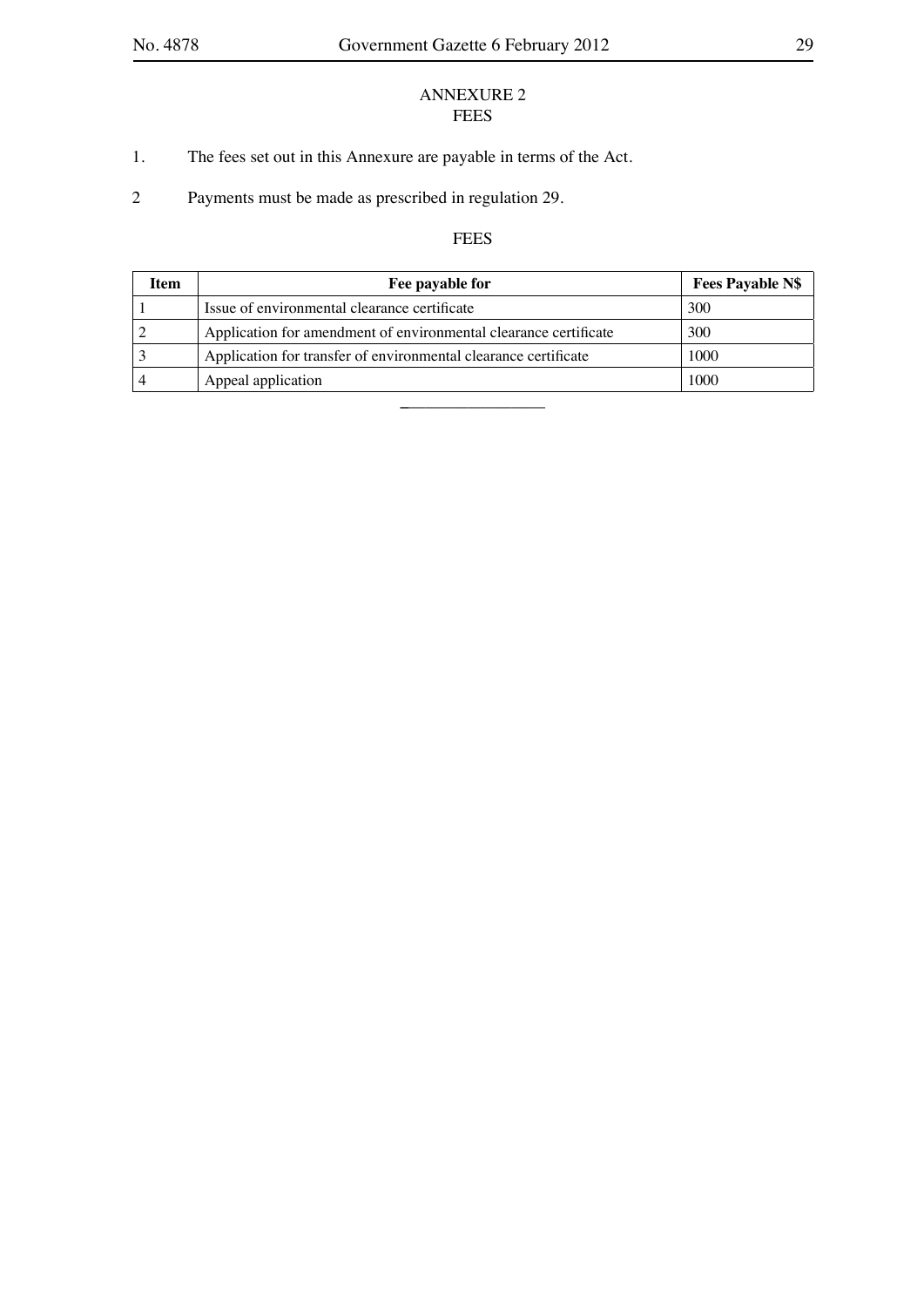## ANNEXURE 2
## FEES

1. The fees set out in this Annexure are payable in terms of the Act.

2 Payments must be made as prescribed in regulation 29.

### FEES

| Item | Fee payable for | Fees Payable N$ |
|---|---|---|
| 1 | Issue of environmental clearance certificate | 300 |
| 2 | Application for amendment of environmental clearance certificate | 300 |
| 3 | Application for transfer of environmental clearance certificate | 1000 |
| 4 | Appeal application | 1000 |